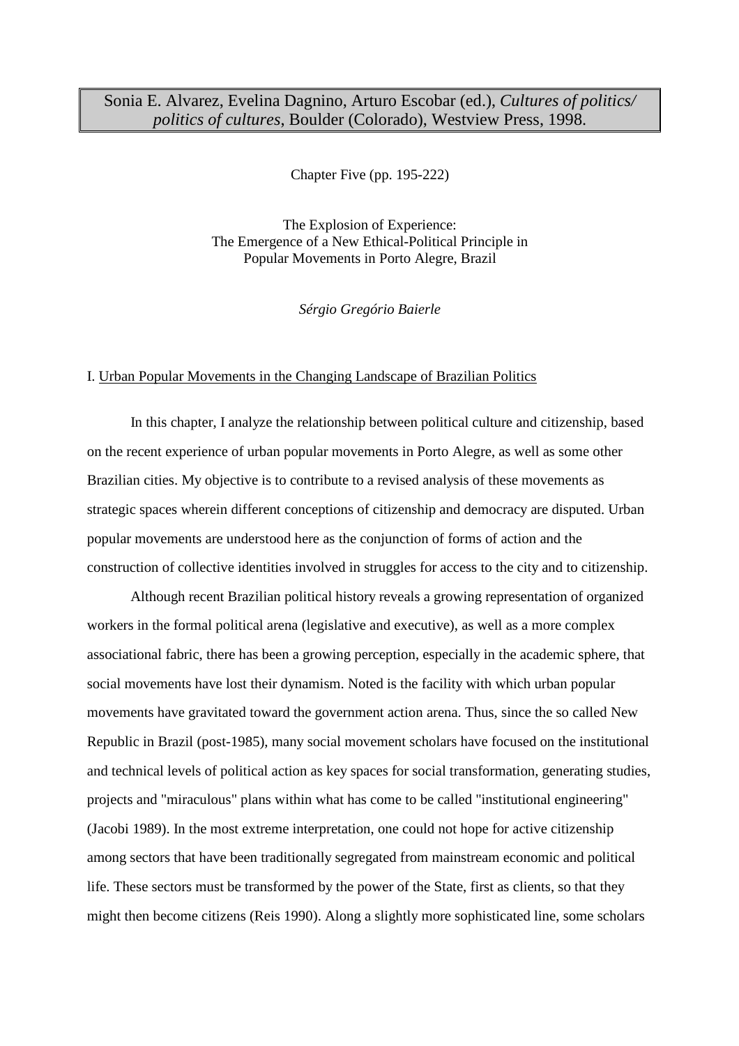Sonia E. Alvarez, Evelina Dagnino, Arturo Escobar (ed.), *Cultures of politics/ politics of cultures*, Boulder (Colorado), Westview Press, 1998.

Chapter Five (pp. 195-222)

# The Explosion of Experience: The Emergence of a New Ethical-Political Principle in Popular Movements in Porto Alegre, Brazil

*Sérgio Gregório Baierle*

## I. Urban Popular Movements in the Changing Landscape of Brazilian Politics

In this chapter, I analyze the relationship between political culture and citizenship, based on the recent experience of urban popular movements in Porto Alegre, as well as some other Brazilian cities. My objective is to contribute to a revised analysis of these movements as strategic spaces wherein different conceptions of citizenship and democracy are disputed. Urban popular movements are understood here as the conjunction of forms of action and the construction of collective identities involved in struggles for access to the city and to citizenship.

Although recent Brazilian political history reveals a growing representation of organized workers in the formal political arena (legislative and executive), as well as a more complex associational fabric, there has been a growing perception, especially in the academic sphere, that social movements have lost their dynamism. Noted is the facility with which urban popular movements have gravitated toward the government action arena. Thus, since the so called New Republic in Brazil (post-1985), many social movement scholars have focused on the institutional and technical levels of political action as key spaces for social transformation, generating studies, projects and "miraculous" plans within what has come to be called "institutional engineering" (Jacobi 1989). In the most extreme interpretation, one could not hope for active citizenship among sectors that have been traditionally segregated from mainstream economic and political life. These sectors must be transformed by the power of the State, first as clients, so that they might then become citizens (Reis 1990). Along a slightly more sophisticated line, some scholars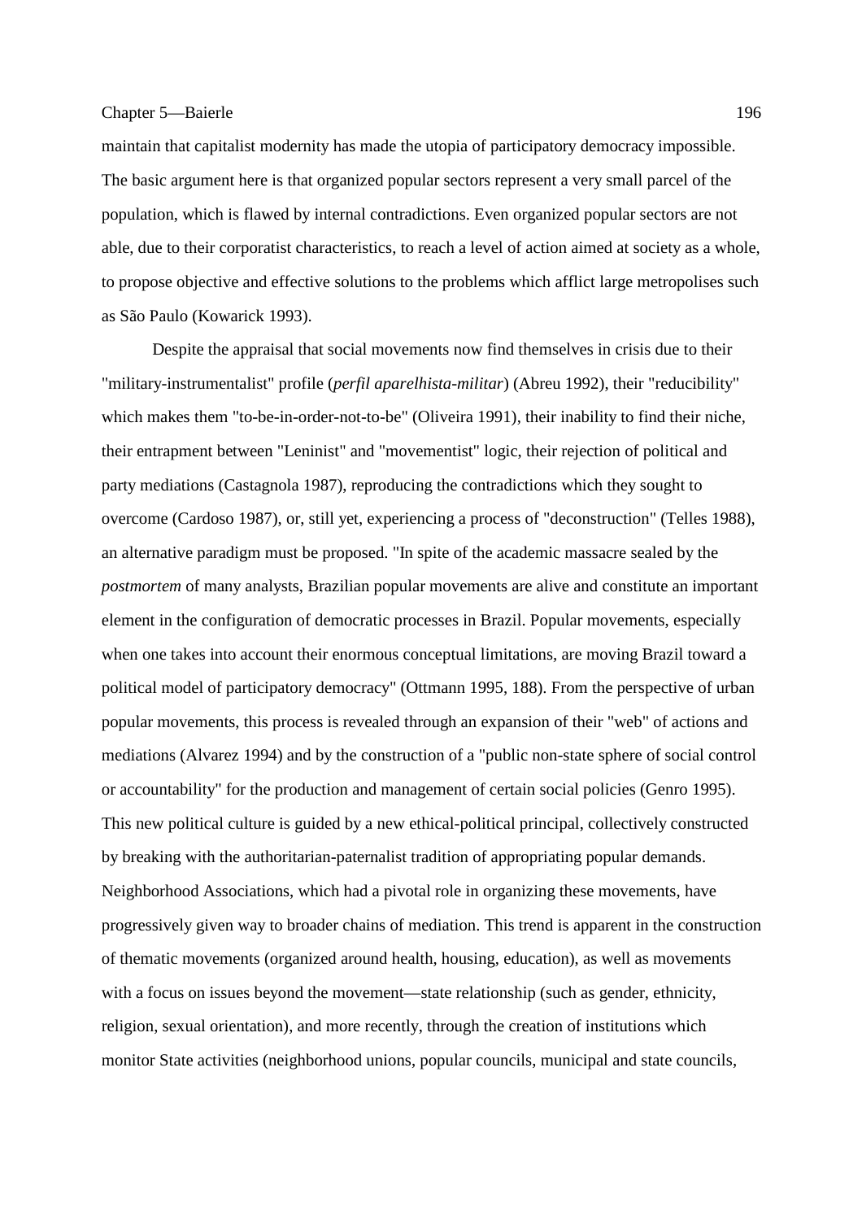maintain that capitalist modernity has made the utopia of participatory democracy impossible. The basic argument here is that organized popular sectors represent a very small parcel of the population, which is flawed by internal contradictions. Even organized popular sectors are not able, due to their corporatist characteristics, to reach a level of action aimed at society as a whole, to propose objective and effective solutions to the problems which afflict large metropolises such as São Paulo (Kowarick 1993).

Despite the appraisal that social movements now find themselves in crisis due to their "military-instrumentalist" profile (*perfil aparelhista-militar*) (Abreu 1992), their "reducibility" which makes them "to-be-in-order-not-to-be" (Oliveira 1991), their inability to find their niche, their entrapment between "Leninist" and "movementist" logic, their rejection of political and party mediations (Castagnola 1987), reproducing the contradictions which they sought to overcome (Cardoso 1987), or, still yet, experiencing a process of "deconstruction" (Telles 1988), an alternative paradigm must be proposed. "In spite of the academic massacre sealed by the *postmortem* of many analysts, Brazilian popular movements are alive and constitute an important element in the configuration of democratic processes in Brazil. Popular movements, especially when one takes into account their enormous conceptual limitations, are moving Brazil toward a political model of participatory democracy" (Ottmann 1995, 188). From the perspective of urban popular movements, this process is revealed through an expansion of their "web" of actions and mediations (Alvarez 1994) and by the construction of a "public non-state sphere of social control or accountability" for the production and management of certain social policies (Genro 1995). This new political culture is guided by a new ethical-political principal, collectively constructed by breaking with the authoritarian-paternalist tradition of appropriating popular demands. Neighborhood Associations, which had a pivotal role in organizing these movements, have progressively given way to broader chains of mediation. This trend is apparent in the construction of thematic movements (organized around health, housing, education), as well as movements with a focus on issues beyond the movement—state relationship (such as gender, ethnicity, religion, sexual orientation), and more recently, through the creation of institutions which monitor State activities (neighborhood unions, popular councils, municipal and state councils,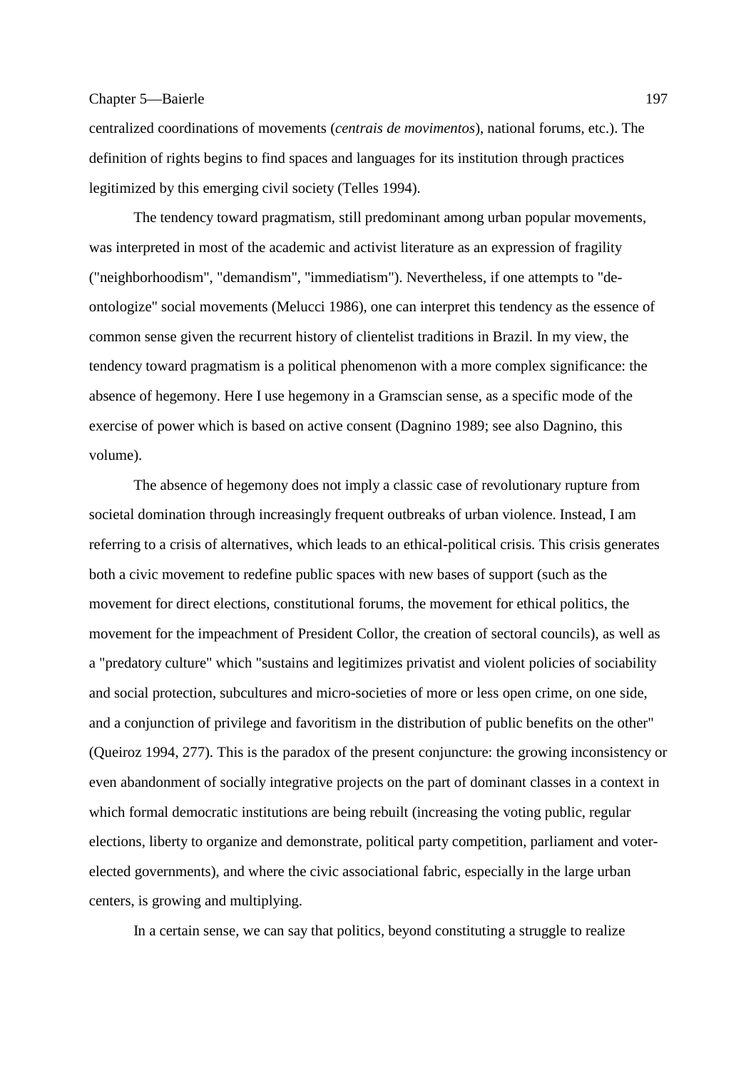centralized coordinations of movements (*centrais de movimentos*), national forums, etc.). The definition of rights begins to find spaces and languages for its institution through practices legitimized by this emerging civil society (Telles 1994).

The tendency toward pragmatism, still predominant among urban popular movements, was interpreted in most of the academic and activist literature as an expression of fragility ("neighborhoodism", "demandism", "immediatism"). Nevertheless, if one attempts to "de-ontologize" social movements (Melucci 1986), one can interpret this tendency as the essence of common sense given the recurrent history of clientelist traditions in Brazil. In my view, the tendency toward pragmatism is a political phenomenon with a more complex significance: the absence of hegemony. Here I use hegemony in a Gramscian sense, as a specific mode of the exercise of power which is based on active consent (Dagnino 1989; see also Dagnino, this volume).

The absence of hegemony does not imply a classic case of revolutionary rupture from societal domination through increasingly frequent outbreaks of urban violence. Instead, I am referring to a crisis of alternatives, which leads to an ethical-political crisis. This crisis generates both a civic movement to redefine public spaces with new bases of support (such as the movement for direct elections, constitutional forums, the movement for ethical politics, the movement for the impeachment of President Collor, the creation of sectoral councils), as well as a "predatory culture" which "sustains and legitimizes privatist and violent policies of sociability and social protection, subcultures and micro-societies of more or less open crime, on one side, and a conjunction of privilege and favoritism in the distribution of public benefits on the other" (Queiroz 1994, 277). This is the paradox of the present conjuncture: the growing inconsistency or even abandonment of socially integrative projects on the part of dominant classes in a context in which formal democratic institutions are being rebuilt (increasing the voting public, regular elections, liberty to organize and demonstrate, political party competition, parliament and voter-elected governments), and where the civic associational fabric, especially in the large urban centers, is growing and multiplying.

In a certain sense, we can say that politics, beyond constituting a struggle to realize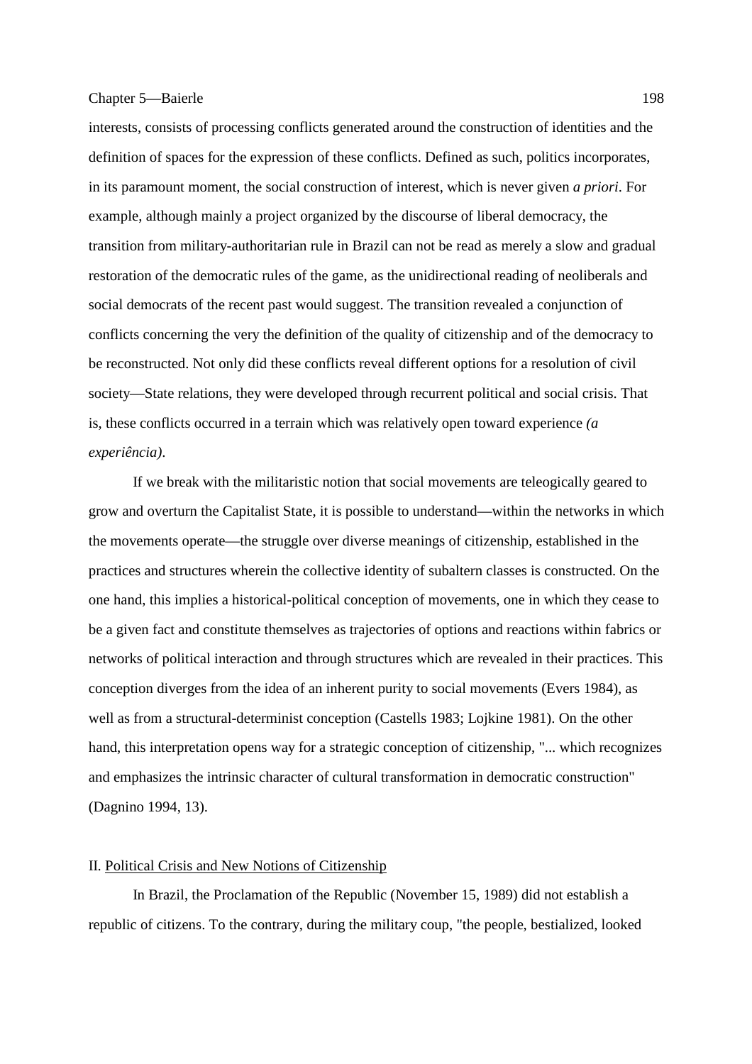interests, consists of processing conflicts generated around the construction of identities and the definition of spaces for the expression of these conflicts. Defined as such, politics incorporates, in its paramount moment, the social construction of interest, which is never given *a priori*. For example, although mainly a project organized by the discourse of liberal democracy, the transition from military-authoritarian rule in Brazil can not be read as merely a slow and gradual restoration of the democratic rules of the game, as the unidirectional reading of neoliberals and social democrats of the recent past would suggest. The transition revealed a conjunction of conflicts concerning the very the definition of the quality of citizenship and of the democracy to be reconstructed. Not only did these conflicts reveal different options for a resolution of civil society—State relations, they were developed through recurrent political and social crisis. That is, these conflicts occurred in a terrain which was relatively open toward experience *(a experiência)*.

If we break with the militaristic notion that social movements are teleogically geared to grow and overturn the Capitalist State, it is possible to understand—within the networks in which the movements operate—the struggle over diverse meanings of citizenship, established in the practices and structures wherein the collective identity of subaltern classes is constructed. On the one hand, this implies a historical-political conception of movements, one in which they cease to be a given fact and constitute themselves as trajectories of options and reactions within fabrics or networks of political interaction and through structures which are revealed in their practices. This conception diverges from the idea of an inherent purity to social movements (Evers 1984), as well as from a structural-determinist conception (Castells 1983; Lojkine 1981). On the other hand, this interpretation opens way for a strategic conception of citizenship, "... which recognizes and emphasizes the intrinsic character of cultural transformation in democratic construction" (Dagnino 1994, 13).

## II. Political Crisis and New Notions of Citizenship

In Brazil, the Proclamation of the Republic (November 15, 1989) did not establish a republic of citizens. To the contrary, during the military coup, "the people, bestialized, looked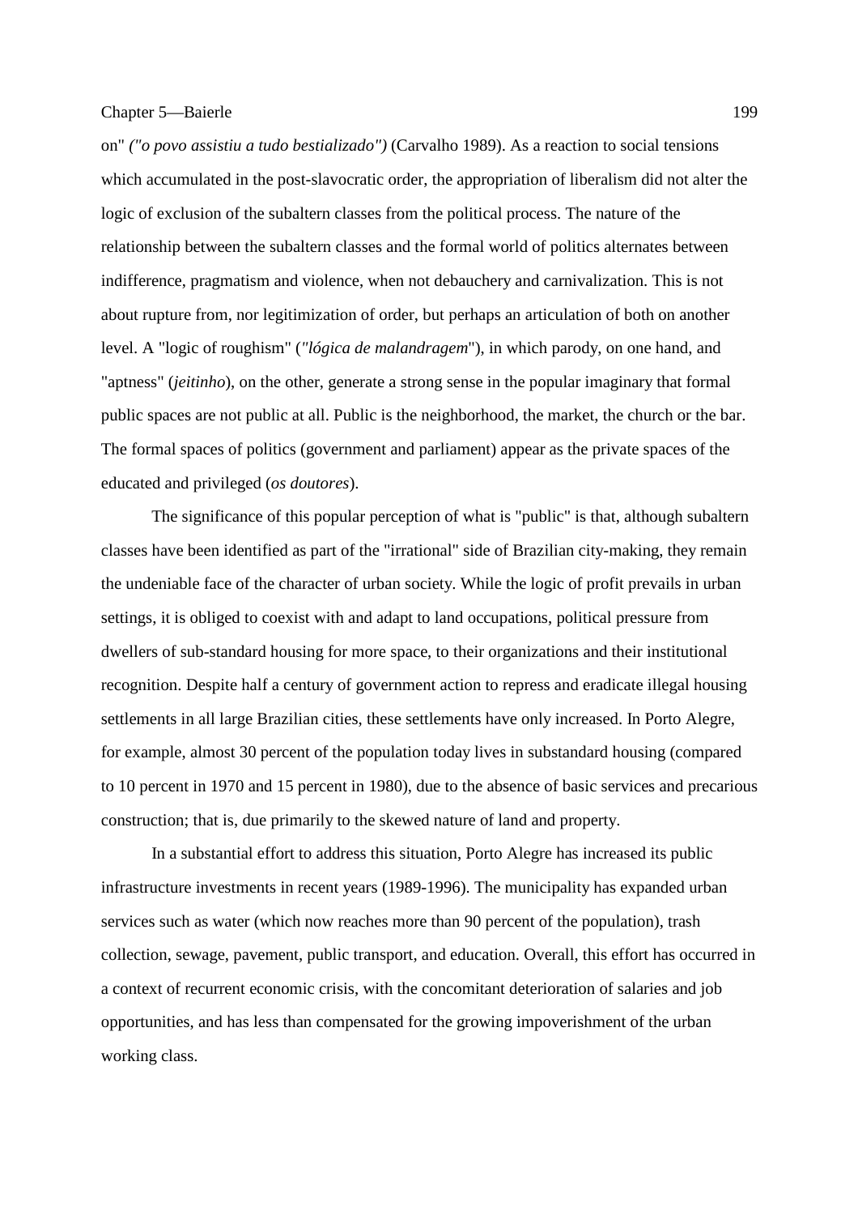on" *("o povo assistiu a tudo bestializado")* (Carvalho 1989). As a reaction to social tensions which accumulated in the post-slavocratic order, the appropriation of liberalism did not alter the logic of exclusion of the subaltern classes from the political process. The nature of the relationship between the subaltern classes and the formal world of politics alternates between indifference, pragmatism and violence, when not debauchery and carnivalization. This is not about rupture from, nor legitimization of order, but perhaps an articulation of both on another level. A "logic of roughism" (*"lógica de malandragem*"), in which parody, on one hand, and "aptness" (*jeitinho*), on the other, generate a strong sense in the popular imaginary that formal public spaces are not public at all. Public is the neighborhood, the market, the church or the bar. The formal spaces of politics (government and parliament) appear as the private spaces of the educated and privileged (*os doutores*).

The significance of this popular perception of what is "public" is that, although subaltern classes have been identified as part of the "irrational" side of Brazilian city-making, they remain the undeniable face of the character of urban society. While the logic of profit prevails in urban settings, it is obliged to coexist with and adapt to land occupations, political pressure from dwellers of sub-standard housing for more space, to their organizations and their institutional recognition. Despite half a century of government action to repress and eradicate illegal housing settlements in all large Brazilian cities, these settlements have only increased. In Porto Alegre, for example, almost 30 percent of the population today lives in substandard housing (compared to 10 percent in 1970 and 15 percent in 1980), due to the absence of basic services and precarious construction; that is, due primarily to the skewed nature of land and property.

In a substantial effort to address this situation, Porto Alegre has increased its public infrastructure investments in recent years (1989-1996). The municipality has expanded urban services such as water (which now reaches more than 90 percent of the population), trash collection, sewage, pavement, public transport, and education. Overall, this effort has occurred in a context of recurrent economic crisis, with the concomitant deterioration of salaries and job opportunities, and has less than compensated for the growing impoverishment of the urban working class.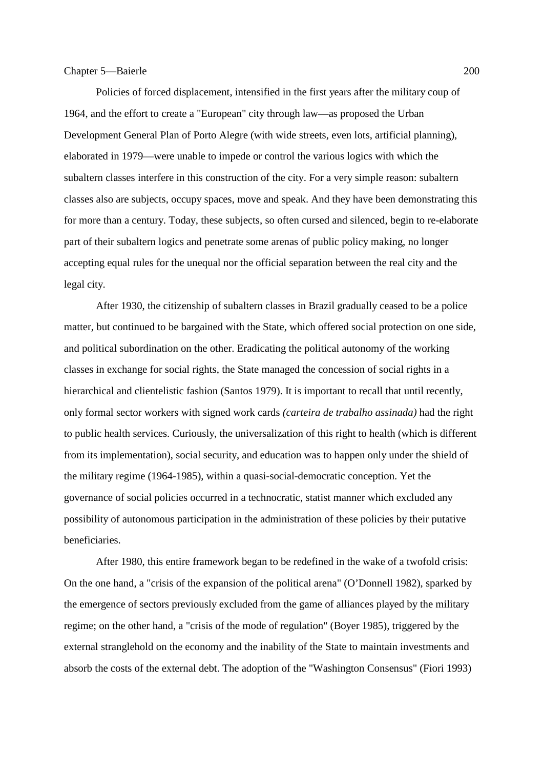Policies of forced displacement, intensified in the first years after the military coup of 1964, and the effort to create a "European" city through law—as proposed the Urban Development General Plan of Porto Alegre (with wide streets, even lots, artificial planning), elaborated in 1979—were unable to impede or control the various logics with which the subaltern classes interfere in this construction of the city. For a very simple reason: subaltern classes also are subjects, occupy spaces, move and speak. And they have been demonstrating this for more than a century. Today, these subjects, so often cursed and silenced, begin to re-elaborate part of their subaltern logics and penetrate some arenas of public policy making, no longer accepting equal rules for the unequal nor the official separation between the real city and the legal city.

After 1930, the citizenship of subaltern classes in Brazil gradually ceased to be a police matter, but continued to be bargained with the State, which offered social protection on one side, and political subordination on the other. Eradicating the political autonomy of the working classes in exchange for social rights, the State managed the concession of social rights in a hierarchical and clientelistic fashion (Santos 1979). It is important to recall that until recently, only formal sector workers with signed work cards *(carteira de trabalho assinada)* had the right to public health services. Curiously, the universalization of this right to health (which is different from its implementation), social security, and education was to happen only under the shield of the military regime (1964-1985), within a quasi-social-democratic conception. Yet the governance of social policies occurred in a technocratic, statist manner which excluded any possibility of autonomous participation in the administration of these policies by their putative beneficiaries.

After 1980, this entire framework began to be redefined in the wake of a twofold crisis: On the one hand, a "crisis of the expansion of the political arena" (O'Donnell 1982), sparked by the emergence of sectors previously excluded from the game of alliances played by the military regime; on the other hand, a "crisis of the mode of regulation" (Boyer 1985), triggered by the external stranglehold on the economy and the inability of the State to maintain investments and absorb the costs of the external debt. The adoption of the "Washington Consensus" (Fiori 1993)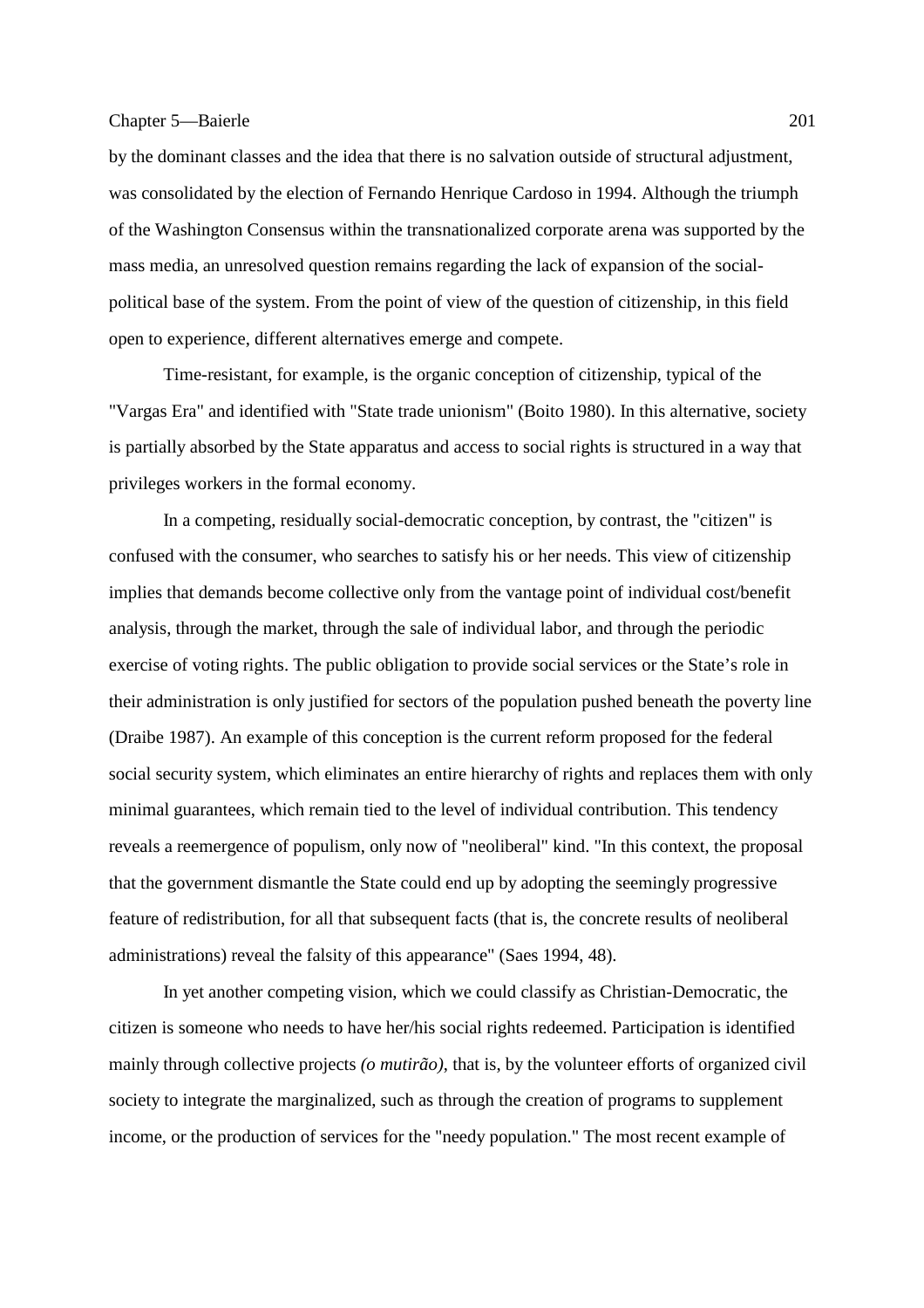by the dominant classes and the idea that there is no salvation outside of structural adjustment, was consolidated by the election of Fernando Henrique Cardoso in 1994. Although the triumph of the Washington Consensus within the transnationalized corporate arena was supported by the mass media, an unresolved question remains regarding the lack of expansion of the social-political base of the system. From the point of view of the question of citizenship, in this field open to experience, different alternatives emerge and compete.

Time-resistant, for example, is the organic conception of citizenship, typical of the "Vargas Era" and identified with "State trade unionism" (Boito 1980). In this alternative, society is partially absorbed by the State apparatus and access to social rights is structured in a way that privileges workers in the formal economy.

In a competing, residually social-democratic conception, by contrast, the "citizen" is confused with the consumer, who searches to satisfy his or her needs. This view of citizenship implies that demands become collective only from the vantage point of individual cost/benefit analysis, through the market, through the sale of individual labor, and through the periodic exercise of voting rights. The public obligation to provide social services or the State's role in their administration is only justified for sectors of the population pushed beneath the poverty line (Draibe 1987). An example of this conception is the current reform proposed for the federal social security system, which eliminates an entire hierarchy of rights and replaces them with only minimal guarantees, which remain tied to the level of individual contribution. This tendency reveals a reemergence of populism, only now of "neoliberal" kind. "In this context, the proposal that the government dismantle the State could end up by adopting the seemingly progressive feature of redistribution, for all that subsequent facts (that is, the concrete results of neoliberal administrations) reveal the falsity of this appearance" (Saes 1994, 48).

In yet another competing vision, which we could classify as Christian-Democratic, the citizen is someone who needs to have her/his social rights redeemed. Participation is identified mainly through collective projects *(o mutirão)*, that is, by the volunteer efforts of organized civil society to integrate the marginalized, such as through the creation of programs to supplement income, or the production of services for the "needy population." The most recent example of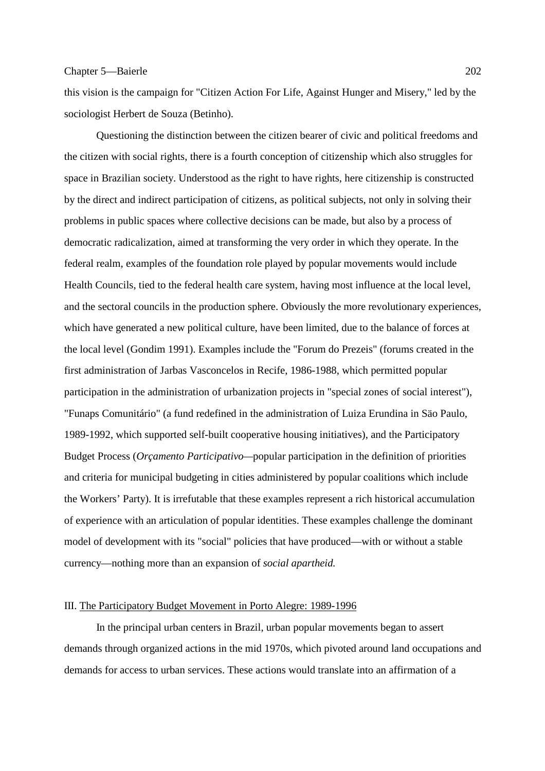this vision is the campaign for "Citizen Action For Life, Against Hunger and Misery," led by the sociologist Herbert de Souza (Betinho).

Questioning the distinction between the citizen bearer of civic and political freedoms and the citizen with social rights, there is a fourth conception of citizenship which also struggles for space in Brazilian society. Understood as the right to have rights, here citizenship is constructed by the direct and indirect participation of citizens, as political subjects, not only in solving their problems in public spaces where collective decisions can be made, but also by a process of democratic radicalization, aimed at transforming the very order in which they operate. In the federal realm, examples of the foundation role played by popular movements would include Health Councils, tied to the federal health care system, having most influence at the local level, and the sectoral councils in the production sphere. Obviously the more revolutionary experiences, which have generated a new political culture, have been limited, due to the balance of forces at the local level (Gondim 1991). Examples include the "Forum do Prezeis" (forums created in the first administration of Jarbas Vasconcelos in Recife, 1986-1988, which permitted popular participation in the administration of urbanization projects in "special zones of social interest"), "Funaps Comunitário" (a fund redefined in the administration of Luiza Erundina in Säo Paulo, 1989-1992, which supported self-built cooperative housing initiatives), and the Participatory Budget Process (*Orçamento Participativo*—popular participation in the definition of priorities and criteria for municipal budgeting in cities administered by popular coalitions which include the Workers' Party). It is irrefutable that these examples represent a rich historical accumulation of experience with an articulation of popular identities. These examples challenge the dominant model of development with its "social" policies that have produced—with or without a stable currency—nothing more than an expansion of *social apartheid.*

## III. The Participatory Budget Movement in Porto Alegre: 1989-1996

In the principal urban centers in Brazil, urban popular movements began to assert demands through organized actions in the mid 1970s, which pivoted around land occupations and demands for access to urban services. These actions would translate into an affirmation of a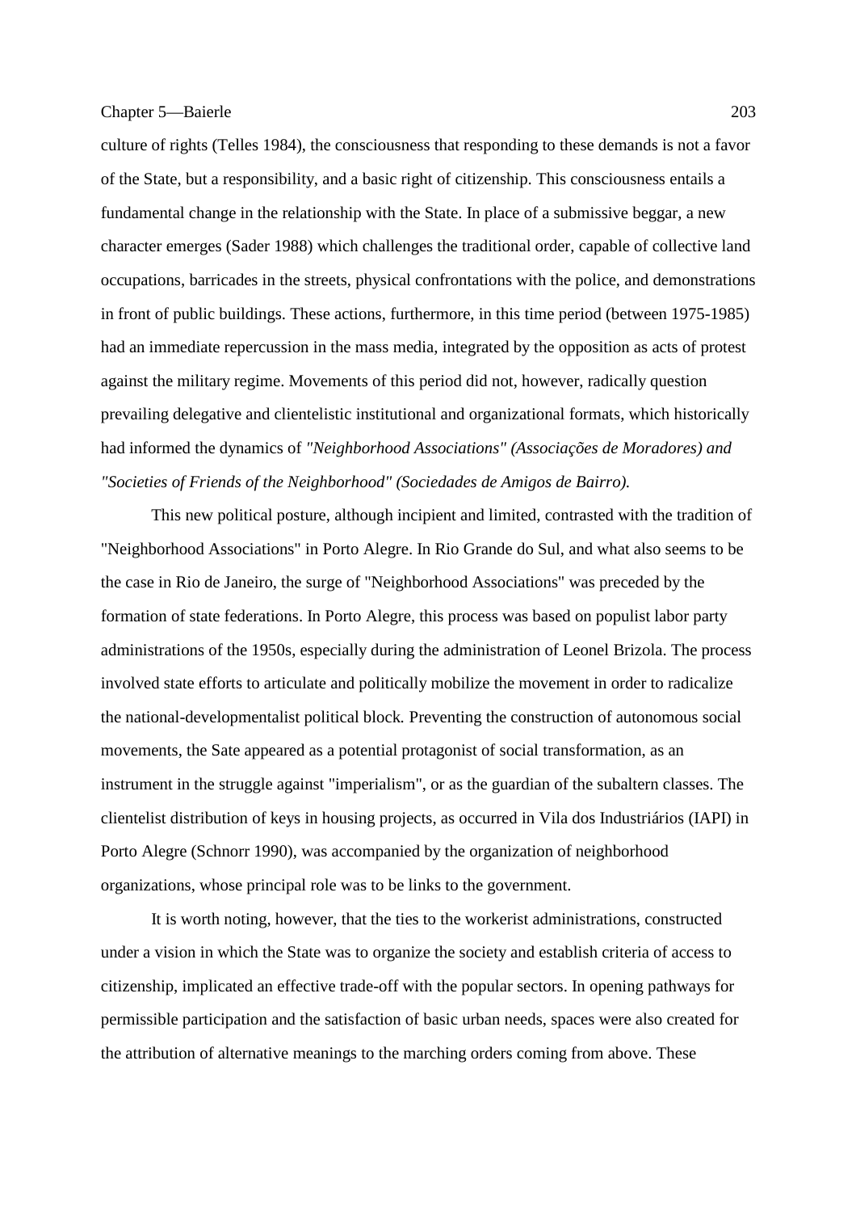culture of rights (Telles 1984), the consciousness that responding to these demands is not a favor of the State, but a responsibility, and a basic right of citizenship. This consciousness entails a fundamental change in the relationship with the State. In place of a submissive beggar, a new character emerges (Sader 1988) which challenges the traditional order, capable of collective land occupations, barricades in the streets, physical confrontations with the police, and demonstrations in front of public buildings. These actions, furthermore, in this time period (between 1975-1985) had an immediate repercussion in the mass media, integrated by the opposition as acts of protest against the military regime. Movements of this period did not, however, radically question prevailing delegative and clientelistic institutional and organizational formats, which historically had informed the dynamics of *"Neighborhood Associations" (Associações de Moradores) and "Societies of Friends of the Neighborhood" (Sociedades de Amigos de Bairro).*

This new political posture, although incipient and limited, contrasted with the tradition of "Neighborhood Associations" in Porto Alegre. In Rio Grande do Sul, and what also seems to be the case in Rio de Janeiro, the surge of "Neighborhood Associations" was preceded by the formation of state federations. In Porto Alegre, this process was based on populist labor party administrations of the 1950s, especially during the administration of Leonel Brizola. The process involved state efforts to articulate and politically mobilize the movement in order to radicalize the national-developmentalist political block. Preventing the construction of autonomous social movements, the Sate appeared as a potential protagonist of social transformation, as an instrument in the struggle against "imperialism", or as the guardian of the subaltern classes. The clientelist distribution of keys in housing projects, as occurred in Vila dos Industriários (IAPI) in Porto Alegre (Schnorr 1990), was accompanied by the organization of neighborhood organizations, whose principal role was to be links to the government.

It is worth noting, however, that the ties to the workerist administrations, constructed under a vision in which the State was to organize the society and establish criteria of access to citizenship, implicated an effective trade-off with the popular sectors. In opening pathways for permissible participation and the satisfaction of basic urban needs, spaces were also created for the attribution of alternative meanings to the marching orders coming from above. These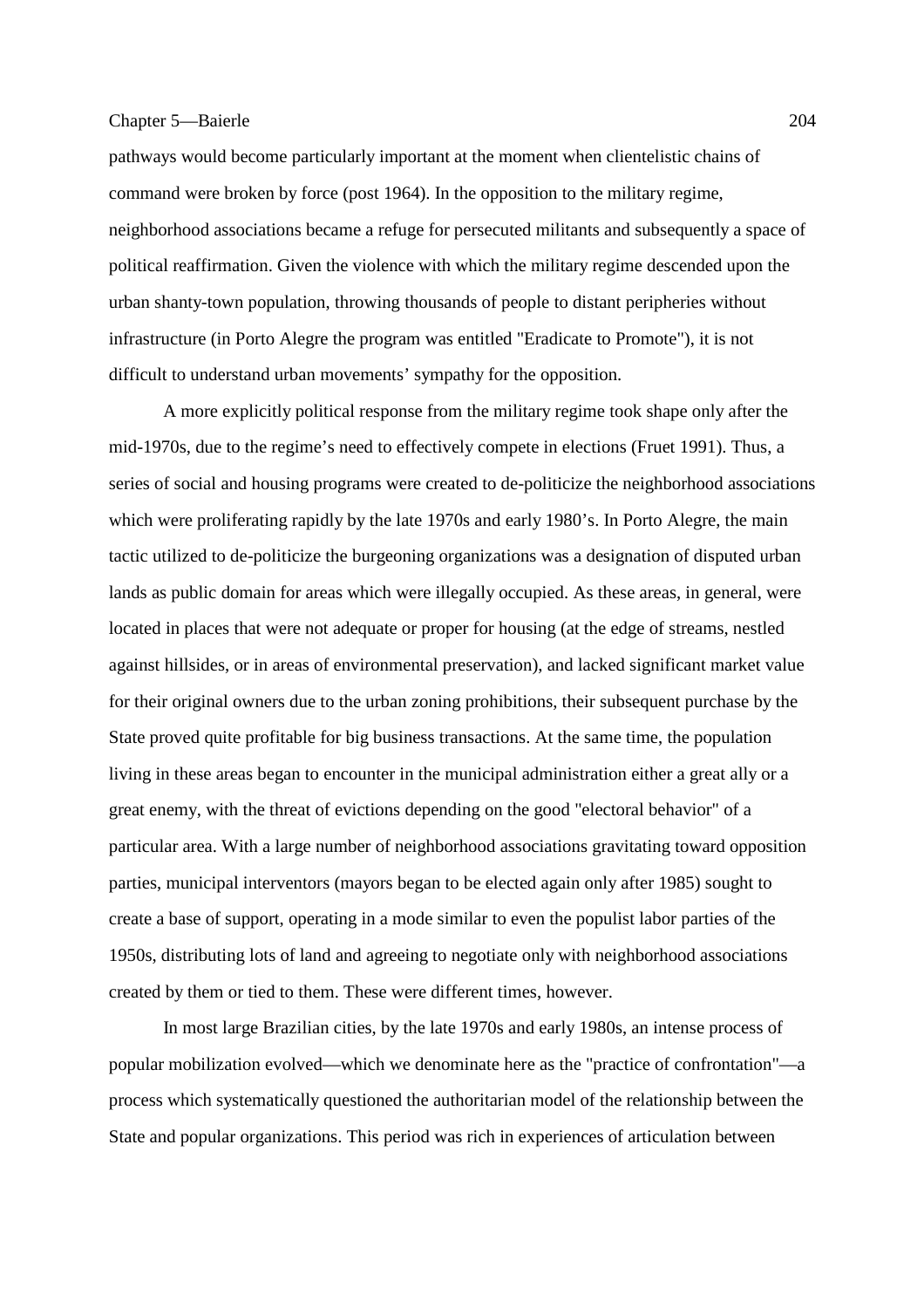pathways would become particularly important at the moment when clientelistic chains of command were broken by force (post 1964). In the opposition to the military regime, neighborhood associations became a refuge for persecuted militants and subsequently a space of political reaffirmation. Given the violence with which the military regime descended upon the urban shanty-town population, throwing thousands of people to distant peripheries without infrastructure (in Porto Alegre the program was entitled "Eradicate to Promote"), it is not difficult to understand urban movements' sympathy for the opposition.

A more explicitly political response from the military regime took shape only after the mid-1970s, due to the regime's need to effectively compete in elections (Fruet 1991). Thus, a series of social and housing programs were created to de-politicize the neighborhood associations which were proliferating rapidly by the late 1970s and early 1980's. In Porto Alegre, the main tactic utilized to de-politicize the burgeoning organizations was a designation of disputed urban lands as public domain for areas which were illegally occupied. As these areas, in general, were located in places that were not adequate or proper for housing (at the edge of streams, nestled against hillsides, or in areas of environmental preservation), and lacked significant market value for their original owners due to the urban zoning prohibitions, their subsequent purchase by the State proved quite profitable for big business transactions. At the same time, the population living in these areas began to encounter in the municipal administration either a great ally or a great enemy, with the threat of evictions depending on the good "electoral behavior" of a particular area. With a large number of neighborhood associations gravitating toward opposition parties, municipal interventors (mayors began to be elected again only after 1985) sought to create a base of support, operating in a mode similar to even the populist labor parties of the 1950s, distributing lots of land and agreeing to negotiate only with neighborhood associations created by them or tied to them. These were different times, however.

In most large Brazilian cities, by the late 1970s and early 1980s, an intense process of popular mobilization evolved—which we denominate here as the "practice of confrontation"—a process which systematically questioned the authoritarian model of the relationship between the State and popular organizations. This period was rich in experiences of articulation between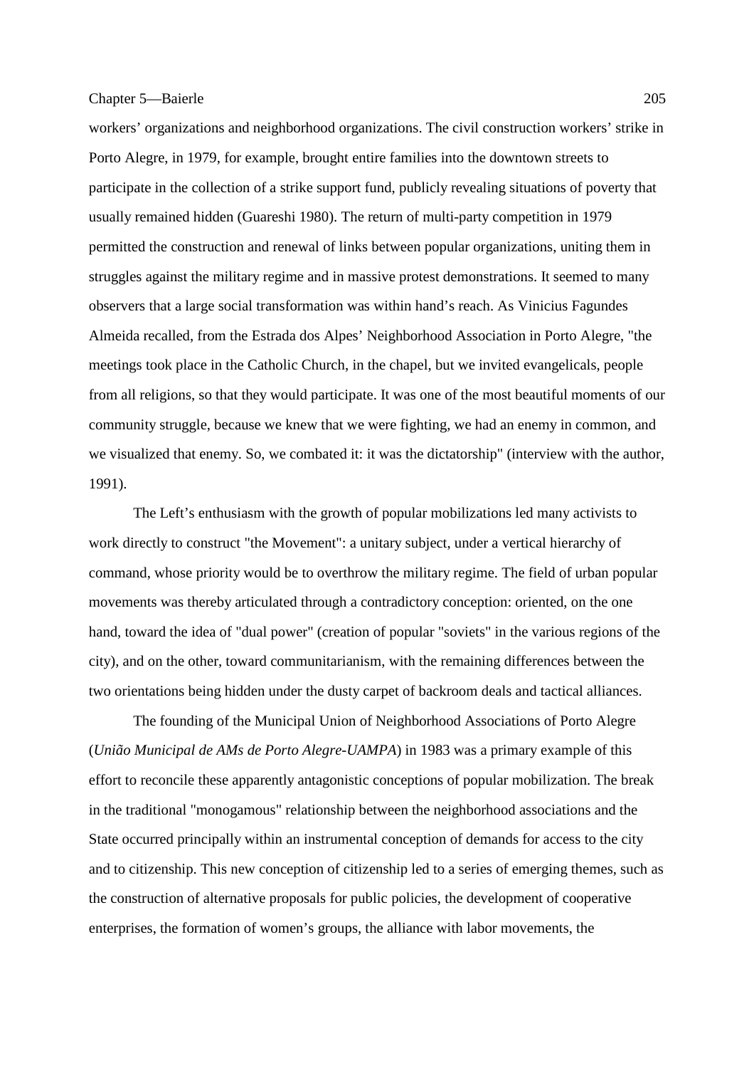workers' organizations and neighborhood organizations. The civil construction workers' strike in Porto Alegre, in 1979, for example, brought entire families into the downtown streets to participate in the collection of a strike support fund, publicly revealing situations of poverty that usually remained hidden (Guareshi 1980). The return of multi-party competition in 1979 permitted the construction and renewal of links between popular organizations, uniting them in struggles against the military regime and in massive protest demonstrations. It seemed to many observers that a large social transformation was within hand's reach. As Vinicius Fagundes Almeida recalled, from the Estrada dos Alpes' Neighborhood Association in Porto Alegre, "the meetings took place in the Catholic Church, in the chapel, but we invited evangelicals, people from all religions, so that they would participate. It was one of the most beautiful moments of our community struggle, because we knew that we were fighting, we had an enemy in common, and we visualized that enemy. So, we combated it: it was the dictatorship" (interview with the author, 1991).

The Left's enthusiasm with the growth of popular mobilizations led many activists to work directly to construct "the Movement": a unitary subject, under a vertical hierarchy of command, whose priority would be to overthrow the military regime. The field of urban popular movements was thereby articulated through a contradictory conception: oriented, on the one hand, toward the idea of "dual power" (creation of popular "soviets" in the various regions of the city), and on the other, toward communitarianism, with the remaining differences between the two orientations being hidden under the dusty carpet of backroom deals and tactical alliances.

The founding of the Municipal Union of Neighborhood Associations of Porto Alegre (*União Municipal de AMs de Porto Alegre-UAMPA*) in 1983 was a primary example of this effort to reconcile these apparently antagonistic conceptions of popular mobilization. The break in the traditional "monogamous" relationship between the neighborhood associations and the State occurred principally within an instrumental conception of demands for access to the city and to citizenship. This new conception of citizenship led to a series of emerging themes, such as the construction of alternative proposals for public policies, the development of cooperative enterprises, the formation of women's groups, the alliance with labor movements, the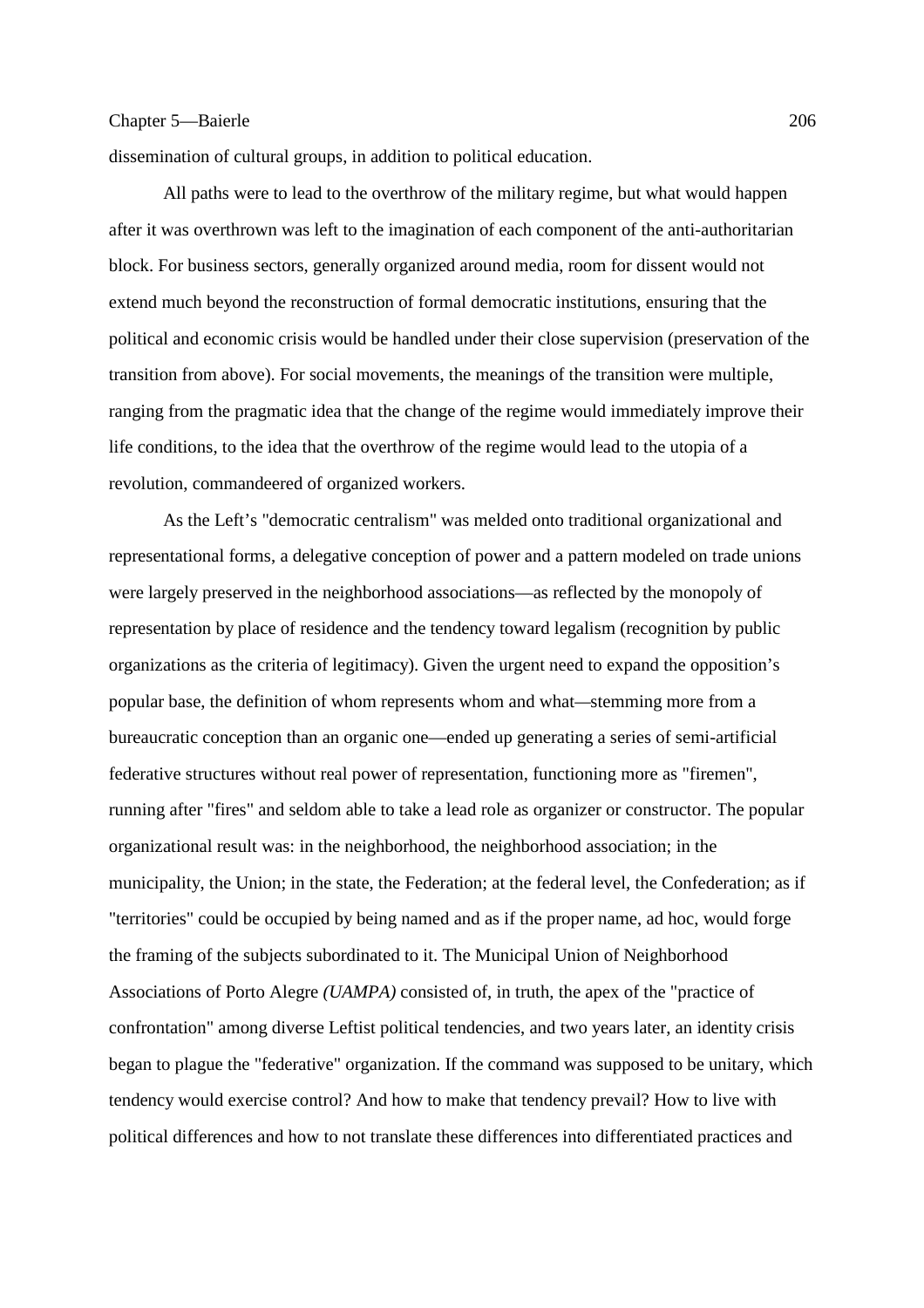dissemination of cultural groups, in addition to political education.

All paths were to lead to the overthrow of the military regime, but what would happen after it was overthrown was left to the imagination of each component of the anti-authoritarian block. For business sectors, generally organized around media, room for dissent would not extend much beyond the reconstruction of formal democratic institutions, ensuring that the political and economic crisis would be handled under their close supervision (preservation of the transition from above). For social movements, the meanings of the transition were multiple, ranging from the pragmatic idea that the change of the regime would immediately improve their life conditions, to the idea that the overthrow of the regime would lead to the utopia of a revolution, commandeered of organized workers.

As the Left's "democratic centralism" was melded onto traditional organizational and representational forms, a delegative conception of power and a pattern modeled on trade unions were largely preserved in the neighborhood associations—as reflected by the monopoly of representation by place of residence and the tendency toward legalism (recognition by public organizations as the criteria of legitimacy). Given the urgent need to expand the opposition's popular base, the definition of whom represents whom and what—stemming more from a bureaucratic conception than an organic one—ended up generating a series of semi-artificial federative structures without real power of representation, functioning more as "firemen", running after "fires" and seldom able to take a lead role as organizer or constructor. The popular organizational result was: in the neighborhood, the neighborhood association; in the municipality, the Union; in the state, the Federation; at the federal level, the Confederation; as if "territories" could be occupied by being named and as if the proper name, ad hoc, would forge the framing of the subjects subordinated to it. The Municipal Union of Neighborhood Associations of Porto Alegre *(UAMPA)* consisted of, in truth, the apex of the "practice of confrontation" among diverse Leftist political tendencies, and two years later, an identity crisis began to plague the "federative" organization. If the command was supposed to be unitary, which tendency would exercise control? And how to make that tendency prevail? How to live with political differences and how to not translate these differences into differentiated practices and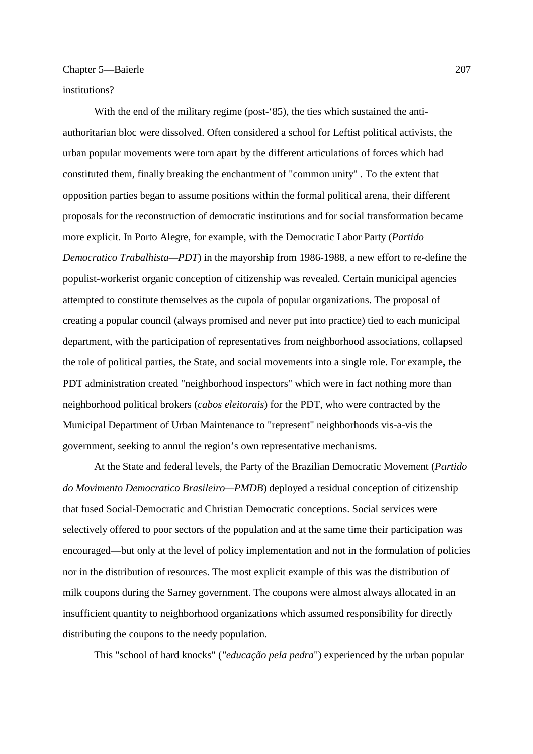institutions?

With the end of the military regime (post-‘85), the ties which sustained the anti-authoritarian bloc were dissolved. Often considered a school for Leftist political activists, the urban popular movements were torn apart by the different articulations of forces which had constituted them, finally breaking the enchantment of "common unity" . To the extent that opposition parties began to assume positions within the formal political arena, their different proposals for the reconstruction of democratic institutions and for social transformation became more explicit. In Porto Alegre, for example, with the Democratic Labor Party (*Partido Democratico Trabalhista—PDT*) in the mayorship from 1986-1988, a new effort to re-define the populist-workerist organic conception of citizenship was revealed. Certain municipal agencies attempted to constitute themselves as the cupola of popular organizations. The proposal of creating a popular council (always promised and never put into practice) tied to each municipal department, with the participation of representatives from neighborhood associations, collapsed the role of political parties, the State, and social movements into a single role. For example, the PDT administration created "neighborhood inspectors" which were in fact nothing more than neighborhood political brokers (*cabos eleitorais*) for the PDT, who were contracted by the Municipal Department of Urban Maintenance to "represent" neighborhoods vis-a-vis the government, seeking to annul the region’s own representative mechanisms.

At the State and federal levels, the Party of the Brazilian Democratic Movement (*Partido do Movimento Democratico Brasileiro—PMDB*) deployed a residual conception of citizenship that fused Social-Democratic and Christian Democratic conceptions. Social services were selectively offered to poor sectors of the population and at the same time their participation was encouraged—but only at the level of policy implementation and not in the formulation of policies nor in the distribution of resources. The most explicit example of this was the distribution of milk coupons during the Sarney government. The coupons were almost always allocated in an insufficient quantity to neighborhood organizations which assumed responsibility for directly distributing the coupons to the needy population.

This "school of hard knocks" (*"educação pela pedra*") experienced by the urban popular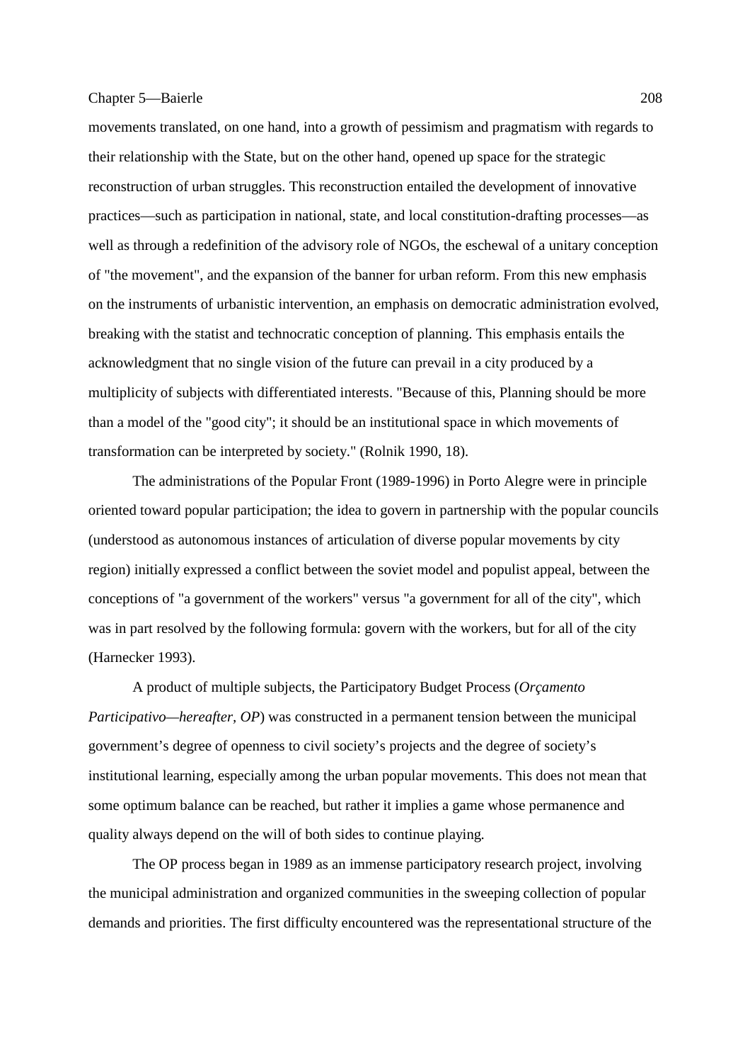movements translated, on one hand, into a growth of pessimism and pragmatism with regards to their relationship with the State, but on the other hand, opened up space for the strategic reconstruction of urban struggles. This reconstruction entailed the development of innovative practices—such as participation in national, state, and local constitution-drafting processes—as well as through a redefinition of the advisory role of NGOs, the eschewal of a unitary conception of "the movement", and the expansion of the banner for urban reform. From this new emphasis on the instruments of urbanistic intervention, an emphasis on democratic administration evolved, breaking with the statist and technocratic conception of planning. This emphasis entails the acknowledgment that no single vision of the future can prevail in a city produced by a multiplicity of subjects with differentiated interests. "Because of this, Planning should be more than a model of the "good city"; it should be an institutional space in which movements of transformation can be interpreted by society." (Rolnik 1990, 18).

The administrations of the Popular Front (1989-1996) in Porto Alegre were in principle oriented toward popular participation; the idea to govern in partnership with the popular councils (understood as autonomous instances of articulation of diverse popular movements by city region) initially expressed a conflict between the soviet model and populist appeal, between the conceptions of "a government of the workers" versus "a government for all of the city", which was in part resolved by the following formula: govern with the workers, but for all of the city (Harnecker 1993).

A product of multiple subjects, the Participatory Budget Process (*Orçamento Participativo—hereafter, OP*) was constructed in a permanent tension between the municipal government's degree of openness to civil society's projects and the degree of society's institutional learning, especially among the urban popular movements. This does not mean that some optimum balance can be reached, but rather it implies a game whose permanence and quality always depend on the will of both sides to continue playing.

The OP process began in 1989 as an immense participatory research project, involving the municipal administration and organized communities in the sweeping collection of popular demands and priorities. The first difficulty encountered was the representational structure of the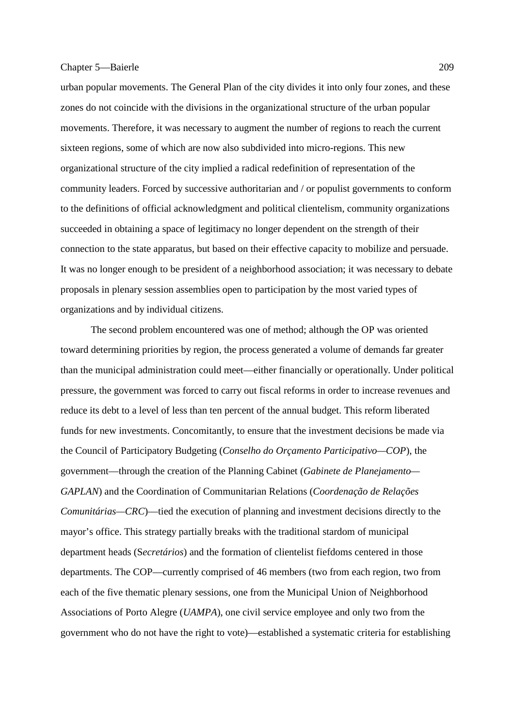urban popular movements. The General Plan of the city divides it into only four zones, and these zones do not coincide with the divisions in the organizational structure of the urban popular movements. Therefore, it was necessary to augment the number of regions to reach the current sixteen regions, some of which are now also subdivided into micro-regions. This new organizational structure of the city implied a radical redefinition of representation of the community leaders. Forced by successive authoritarian and / or populist governments to conform to the definitions of official acknowledgment and political clientelism, community organizations succeeded in obtaining a space of legitimacy no longer dependent on the strength of their connection to the state apparatus, but based on their effective capacity to mobilize and persuade. It was no longer enough to be president of a neighborhood association; it was necessary to debate proposals in plenary session assemblies open to participation by the most varied types of organizations and by individual citizens.

The second problem encountered was one of method; although the OP was oriented toward determining priorities by region, the process generated a volume of demands far greater than the municipal administration could meet—either financially or operationally. Under political pressure, the government was forced to carry out fiscal reforms in order to increase revenues and reduce its debt to a level of less than ten percent of the annual budget. This reform liberated funds for new investments. Concomitantly, to ensure that the investment decisions be made via the Council of Participatory Budgeting (*Conselho do Orçamento Participativo—COP*), the government—through the creation of the Planning Cabinet (*Gabinete de Planejamento—GAPLAN*) and the Coordination of Communitarian Relations (*Coordenação de Relações Comunitárias—CRC*)—tied the execution of planning and investment decisions directly to the mayor's office. This strategy partially breaks with the traditional stardom of municipal department heads (S*ecretários*) and the formation of clientelist fiefdoms centered in those departments. The COP—currently comprised of 46 members (two from each region, two from each of the five thematic plenary sessions, one from the Municipal Union of Neighborhood Associations of Porto Alegre (*UAMPA*), one civil service employee and only two from the government who do not have the right to vote)—established a systematic criteria for establishing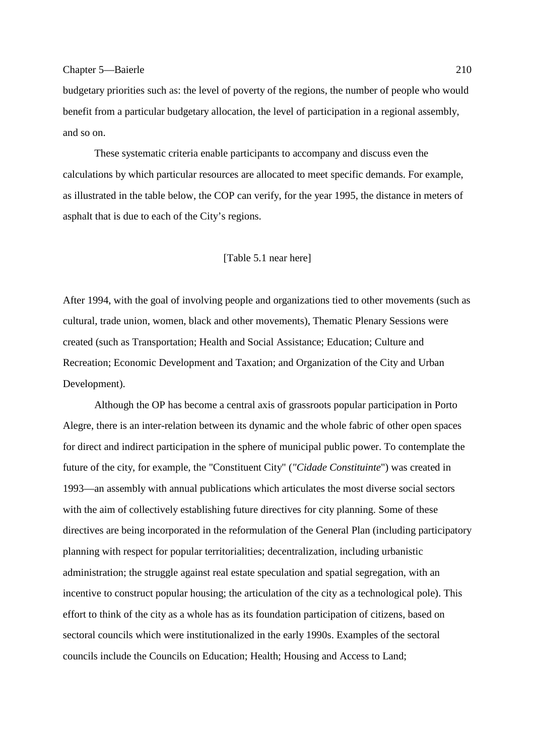budgetary priorities such as: the level of poverty of the regions, the number of people who would benefit from a particular budgetary allocation, the level of participation in a regional assembly, and so on.

These systematic criteria enable participants to accompany and discuss even the calculations by which particular resources are allocated to meet specific demands. For example, as illustrated in the table below, the COP can verify, for the year 1995, the distance in meters of asphalt that is due to each of the City's regions.

[Table 5.1 near here]

After 1994, with the goal of involving people and organizations tied to other movements (such as cultural, trade union, women, black and other movements), Thematic Plenary Sessions were created (such as Transportation; Health and Social Assistance; Education; Culture and Recreation; Economic Development and Taxation; and Organization of the City and Urban Development).

Although the OP has become a central axis of grassroots popular participation in Porto Alegre, there is an inter-relation between its dynamic and the whole fabric of other open spaces for direct and indirect participation in the sphere of municipal public power. To contemplate the future of the city, for example, the "Constituent City" (*"Cidade Constituinte*") was created in 1993—an assembly with annual publications which articulates the most diverse social sectors with the aim of collectively establishing future directives for city planning. Some of these directives are being incorporated in the reformulation of the General Plan (including participatory planning with respect for popular territorialities; decentralization, including urbanistic administration; the struggle against real estate speculation and spatial segregation, with an incentive to construct popular housing; the articulation of the city as a technological pole). This effort to think of the city as a whole has as its foundation participation of citizens, based on sectoral councils which were institutionalized in the early 1990s. Examples of the sectoral councils include the Councils on Education; Health; Housing and Access to Land;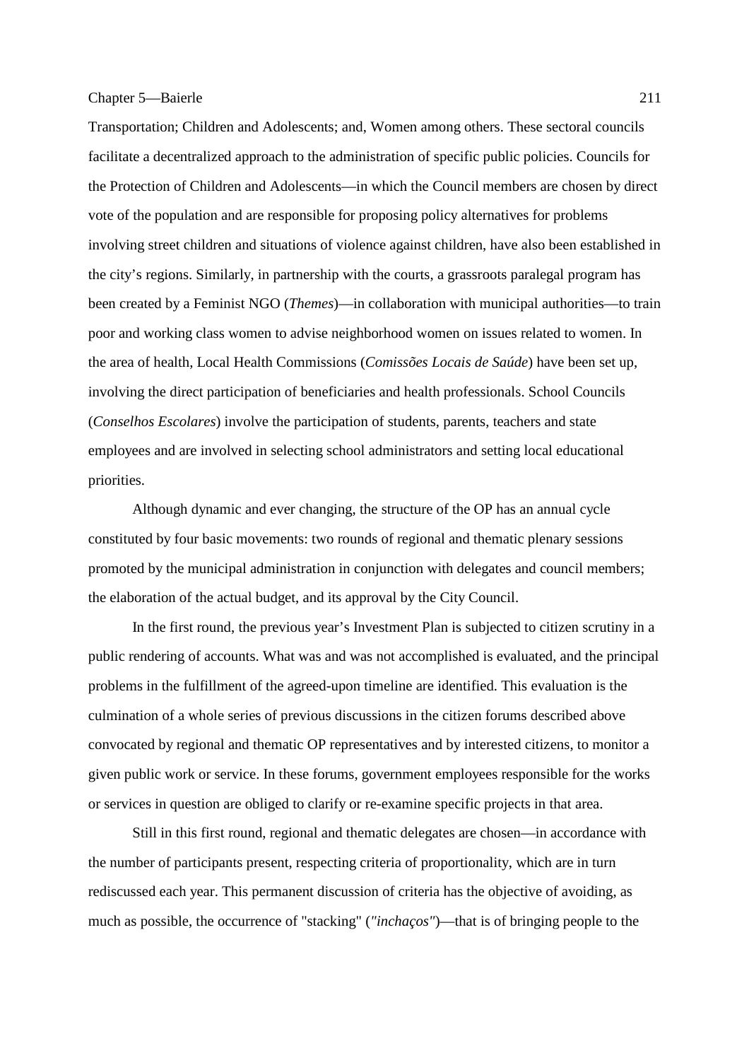Transportation; Children and Adolescents; and, Women among others. These sectoral councils facilitate a decentralized approach to the administration of specific public policies. Councils for the Protection of Children and Adolescents—in which the Council members are chosen by direct vote of the population and are responsible for proposing policy alternatives for problems involving street children and situations of violence against children, have also been established in the city's regions. Similarly, in partnership with the courts, a grassroots paralegal program has been created by a Feminist NGO (*Themes*)—in collaboration with municipal authorities—to train poor and working class women to advise neighborhood women on issues related to women. In the area of health, Local Health Commissions (*Comissões Locais de Saúde*) have been set up, involving the direct participation of beneficiaries and health professionals. School Councils (*Conselhos Escolares*) involve the participation of students, parents, teachers and state employees and are involved in selecting school administrators and setting local educational priorities.

Although dynamic and ever changing, the structure of the OP has an annual cycle constituted by four basic movements: two rounds of regional and thematic plenary sessions promoted by the municipal administration in conjunction with delegates and council members; the elaboration of the actual budget, and its approval by the City Council.

In the first round, the previous year's Investment Plan is subjected to citizen scrutiny in a public rendering of accounts. What was and was not accomplished is evaluated, and the principal problems in the fulfillment of the agreed-upon timeline are identified. This evaluation is the culmination of a whole series of previous discussions in the citizen forums described above convocated by regional and thematic OP representatives and by interested citizens, to monitor a given public work or service. In these forums, government employees responsible for the works or services in question are obliged to clarify or re-examine specific projects in that area.

Still in this first round, regional and thematic delegates are chosen—in accordance with the number of participants present, respecting criteria of proportionality, which are in turn rediscussed each year. This permanent discussion of criteria has the objective of avoiding, as much as possible, the occurrence of "stacking" (*"inchaços"*)—that is of bringing people to the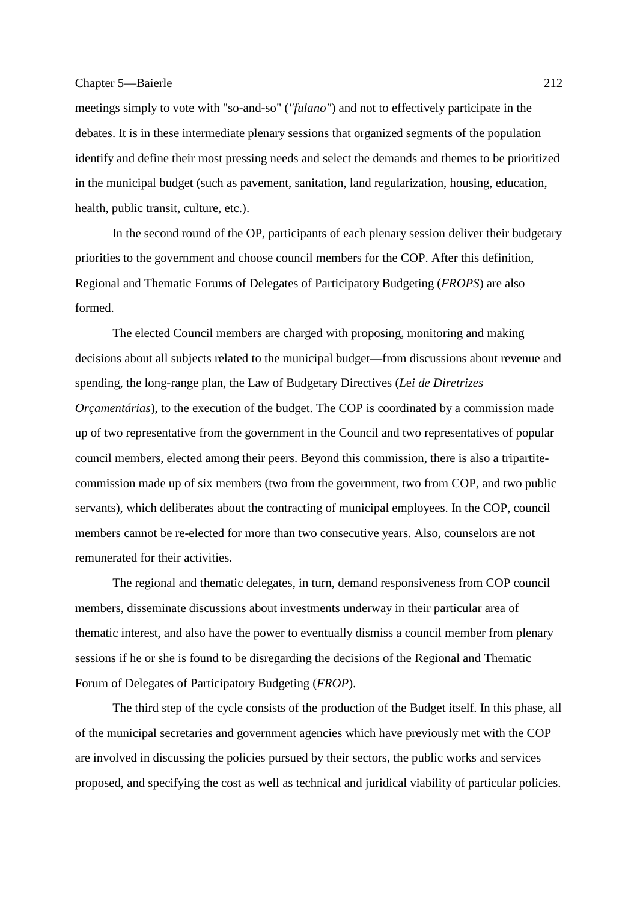meetings simply to vote with "so-and-so" (*"fulano"*) and not to effectively participate in the debates. It is in these intermediate plenary sessions that organized segments of the population identify and define their most pressing needs and select the demands and themes to be prioritized in the municipal budget (such as pavement, sanitation, land regularization, housing, education, health, public transit, culture, etc.).

In the second round of the OP, participants of each plenary session deliver their budgetary priorities to the government and choose council members for the COP. After this definition, Regional and Thematic Forums of Delegates of Participatory Budgeting (*FROPS*) are also formed.

The elected Council members are charged with proposing, monitoring and making decisions about all subjects related to the municipal budget—from discussions about revenue and spending, the long-range plan, the Law of Budgetary Directives (*Lei de Diretrizes Orçamentárias*), to the execution of the budget. The COP is coordinated by a commission made up of two representative from the government in the Council and two representatives of popular council members, elected among their peers. Beyond this commission, there is also a tripartite-commission made up of six members (two from the government, two from COP, and two public servants), which deliberates about the contracting of municipal employees. In the COP, council members cannot be re-elected for more than two consecutive years. Also, counselors are not remunerated for their activities.

The regional and thematic delegates, in turn, demand responsiveness from COP council members, disseminate discussions about investments underway in their particular area of thematic interest, and also have the power to eventually dismiss a council member from plenary sessions if he or she is found to be disregarding the decisions of the Regional and Thematic Forum of Delegates of Participatory Budgeting (*FROP*).

The third step of the cycle consists of the production of the Budget itself. In this phase, all of the municipal secretaries and government agencies which have previously met with the COP are involved in discussing the policies pursued by their sectors, the public works and services proposed, and specifying the cost as well as technical and juridical viability of particular policies.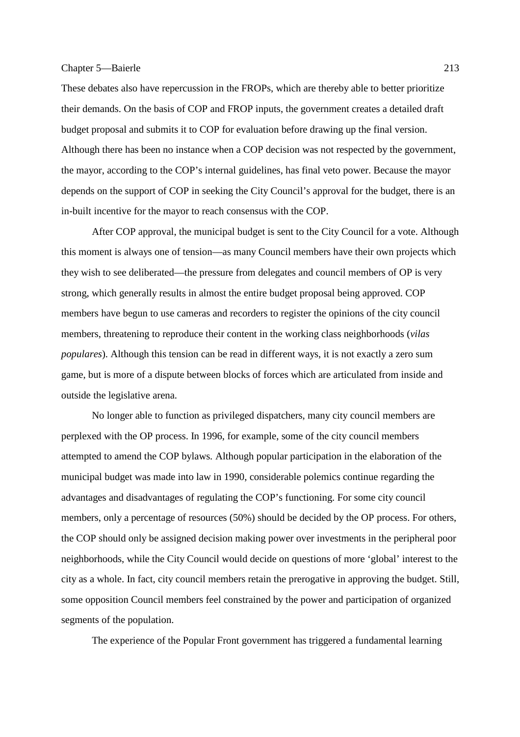These debates also have repercussion in the FROPs, which are thereby able to better prioritize their demands. On the basis of COP and FROP inputs, the government creates a detailed draft budget proposal and submits it to COP for evaluation before drawing up the final version. Although there has been no instance when a COP decision was not respected by the government, the mayor, according to the COP's internal guidelines, has final veto power. Because the mayor depends on the support of COP in seeking the City Council's approval for the budget, there is an in-built incentive for the mayor to reach consensus with the COP.

After COP approval, the municipal budget is sent to the City Council for a vote. Although this moment is always one of tension—as many Council members have their own projects which they wish to see deliberated—the pressure from delegates and council members of OP is very strong, which generally results in almost the entire budget proposal being approved. COP members have begun to use cameras and recorders to register the opinions of the city council members, threatening to reproduce their content in the working class neighborhoods (*vilas populares*). Although this tension can be read in different ways, it is not exactly a zero sum game, but is more of a dispute between blocks of forces which are articulated from inside and outside the legislative arena.

No longer able to function as privileged dispatchers, many city council members are perplexed with the OP process. In 1996, for example, some of the city council members attempted to amend the COP bylaws. Although popular participation in the elaboration of the municipal budget was made into law in 1990, considerable polemics continue regarding the advantages and disadvantages of regulating the COP's functioning. For some city council members, only a percentage of resources (50%) should be decided by the OP process. For others, the COP should only be assigned decision making power over investments in the peripheral poor neighborhoods, while the City Council would decide on questions of more 'global' interest to the city as a whole. In fact, city council members retain the prerogative in approving the budget. Still, some opposition Council members feel constrained by the power and participation of organized segments of the population.

The experience of the Popular Front government has triggered a fundamental learning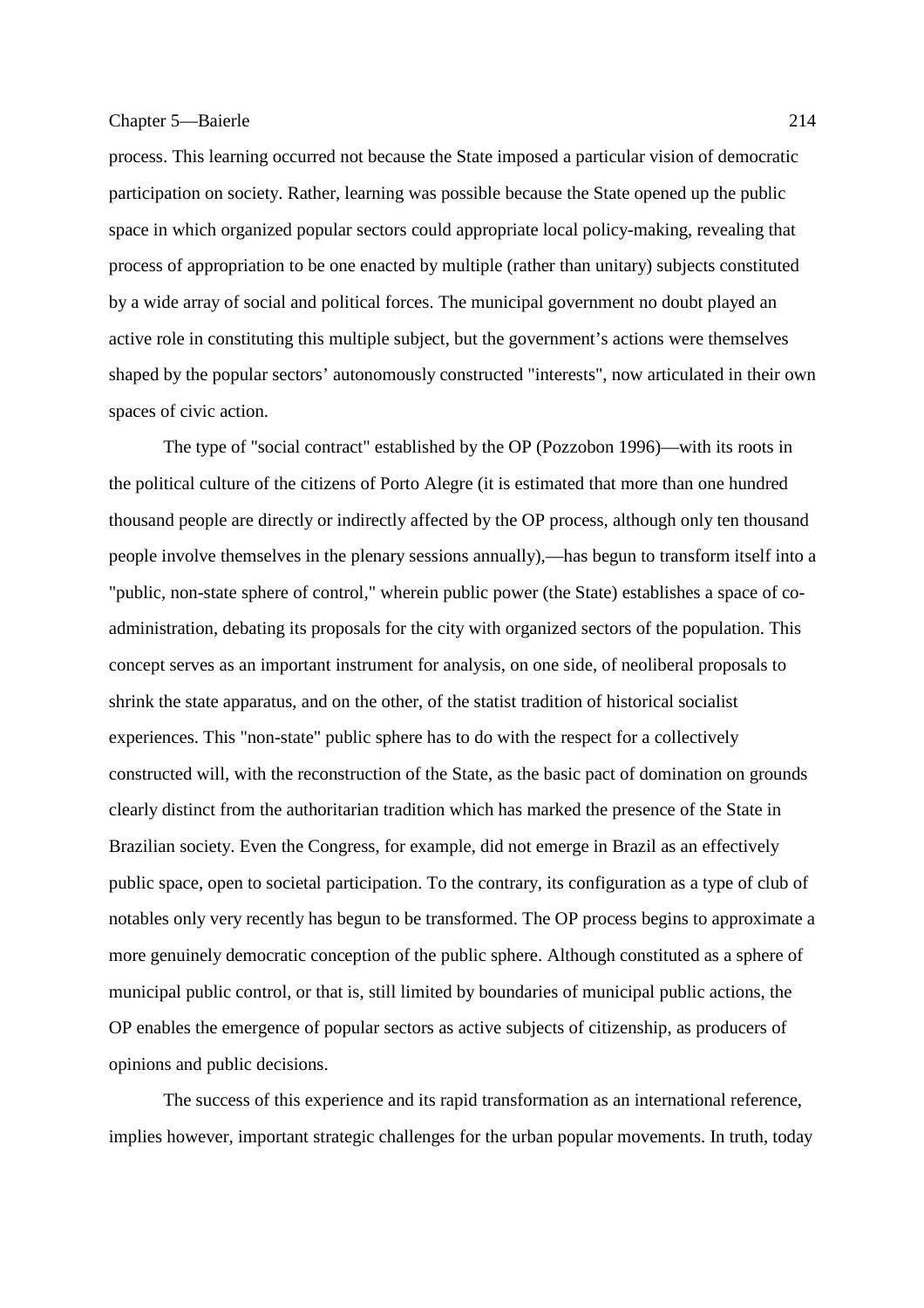process. This learning occurred not because the State imposed a particular vision of democratic participation on society. Rather, learning was possible because the State opened up the public space in which organized popular sectors could appropriate local policy-making, revealing that process of appropriation to be one enacted by multiple (rather than unitary) subjects constituted by a wide array of social and political forces. The municipal government no doubt played an active role in constituting this multiple subject, but the government's actions were themselves shaped by the popular sectors' autonomously constructed "interests", now articulated in their own spaces of civic action.

The type of "social contract" established by the OP (Pozzobon 1996)—with its roots in the political culture of the citizens of Porto Alegre (it is estimated that more than one hundred thousand people are directly or indirectly affected by the OP process, although only ten thousand people involve themselves in the plenary sessions annually),—has begun to transform itself into a "public, non-state sphere of control," wherein public power (the State) establishes a space of co-administration, debating its proposals for the city with organized sectors of the population. This concept serves as an important instrument for analysis, on one side, of neoliberal proposals to shrink the state apparatus, and on the other, of the statist tradition of historical socialist experiences. This "non-state" public sphere has to do with the respect for a collectively constructed will, with the reconstruction of the State, as the basic pact of domination on grounds clearly distinct from the authoritarian tradition which has marked the presence of the State in Brazilian society. Even the Congress, for example, did not emerge in Brazil as an effectively public space, open to societal participation. To the contrary, its configuration as a type of club of notables only very recently has begun to be transformed. The OP process begins to approximate a more genuinely democratic conception of the public sphere. Although constituted as a sphere of municipal public control, or that is, still limited by boundaries of municipal public actions, the OP enables the emergence of popular sectors as active subjects of citizenship, as producers of opinions and public decisions.

The success of this experience and its rapid transformation as an international reference, implies however, important strategic challenges for the urban popular movements. In truth, today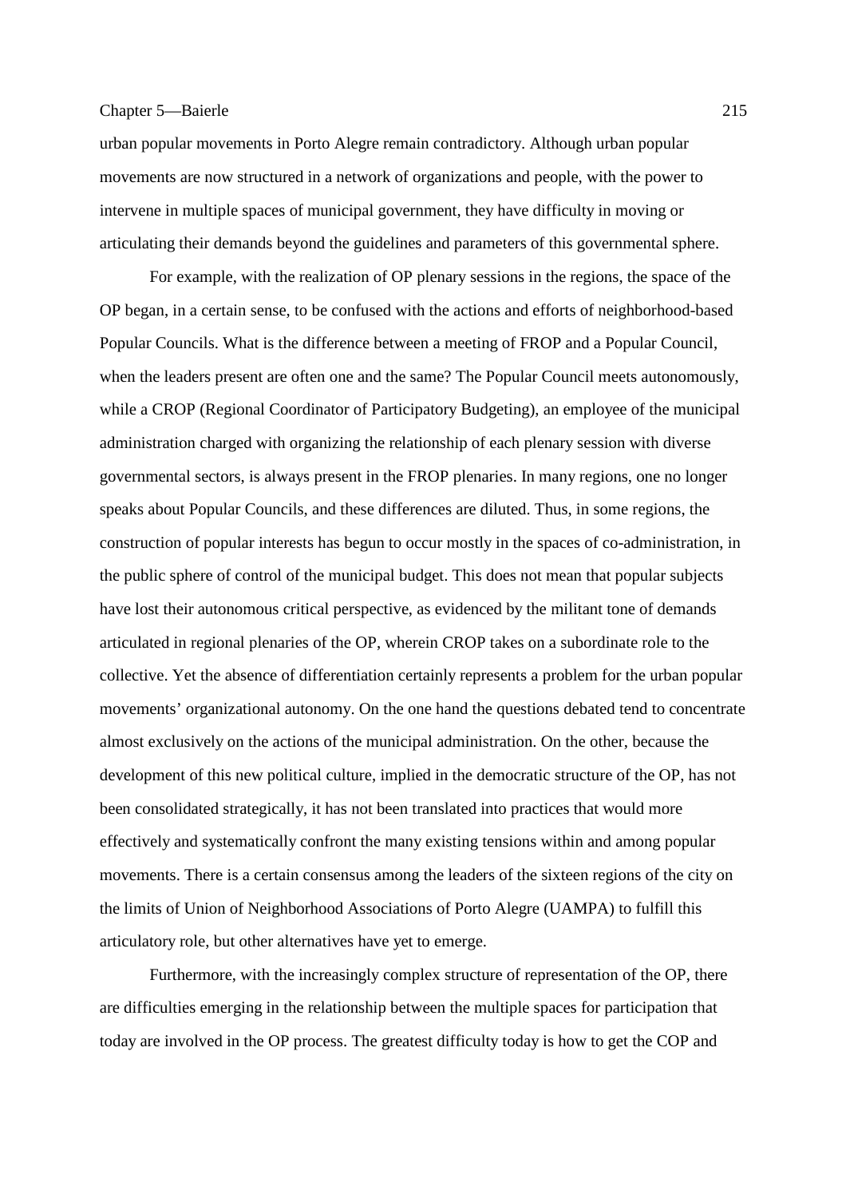urban popular movements in Porto Alegre remain contradictory. Although urban popular movements are now structured in a network of organizations and people, with the power to intervene in multiple spaces of municipal government, they have difficulty in moving or articulating their demands beyond the guidelines and parameters of this governmental sphere.

For example, with the realization of OP plenary sessions in the regions, the space of the OP began, in a certain sense, to be confused with the actions and efforts of neighborhood-based Popular Councils. What is the difference between a meeting of FROP and a Popular Council, when the leaders present are often one and the same? The Popular Council meets autonomously, while a CROP (Regional Coordinator of Participatory Budgeting), an employee of the municipal administration charged with organizing the relationship of each plenary session with diverse governmental sectors, is always present in the FROP plenaries. In many regions, one no longer speaks about Popular Councils, and these differences are diluted. Thus, in some regions, the construction of popular interests has begun to occur mostly in the spaces of co-administration, in the public sphere of control of the municipal budget. This does not mean that popular subjects have lost their autonomous critical perspective, as evidenced by the militant tone of demands articulated in regional plenaries of the OP, wherein CROP takes on a subordinate role to the collective. Yet the absence of differentiation certainly represents a problem for the urban popular movements' organizational autonomy. On the one hand the questions debated tend to concentrate almost exclusively on the actions of the municipal administration. On the other, because the development of this new political culture, implied in the democratic structure of the OP, has not been consolidated strategically, it has not been translated into practices that would more effectively and systematically confront the many existing tensions within and among popular movements. There is a certain consensus among the leaders of the sixteen regions of the city on the limits of Union of Neighborhood Associations of Porto Alegre (UAMPA) to fulfill this articulatory role, but other alternatives have yet to emerge.

Furthermore, with the increasingly complex structure of representation of the OP, there are difficulties emerging in the relationship between the multiple spaces for participation that today are involved in the OP process. The greatest difficulty today is how to get the COP and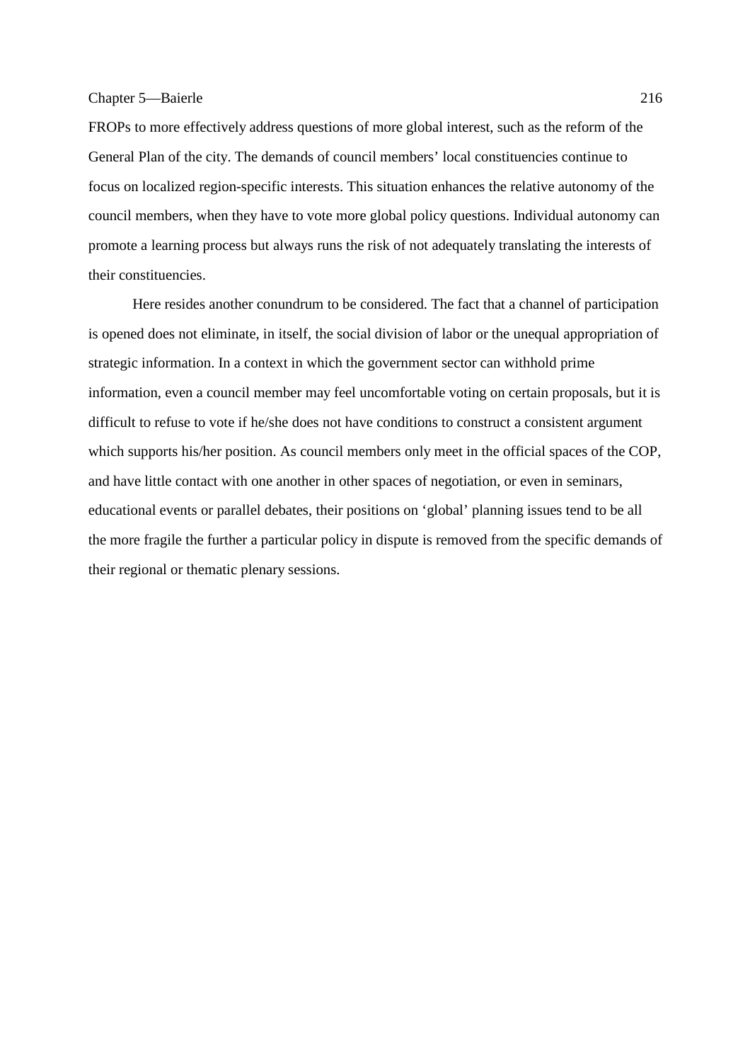FROPs to more effectively address questions of more global interest, such as the reform of the General Plan of the city. The demands of council members' local constituencies continue to focus on localized region-specific interests. This situation enhances the relative autonomy of the council members, when they have to vote more global policy questions. Individual autonomy can promote a learning process but always runs the risk of not adequately translating the interests of their constituencies.

Here resides another conundrum to be considered. The fact that a channel of participation is opened does not eliminate, in itself, the social division of labor or the unequal appropriation of strategic information. In a context in which the government sector can withhold prime information, even a council member may feel uncomfortable voting on certain proposals, but it is difficult to refuse to vote if he/she does not have conditions to construct a consistent argument which supports his/her position. As council members only meet in the official spaces of the COP, and have little contact with one another in other spaces of negotiation, or even in seminars, educational events or parallel debates, their positions on 'global' planning issues tend to be all the more fragile the further a particular policy in dispute is removed from the specific demands of their regional or thematic plenary sessions.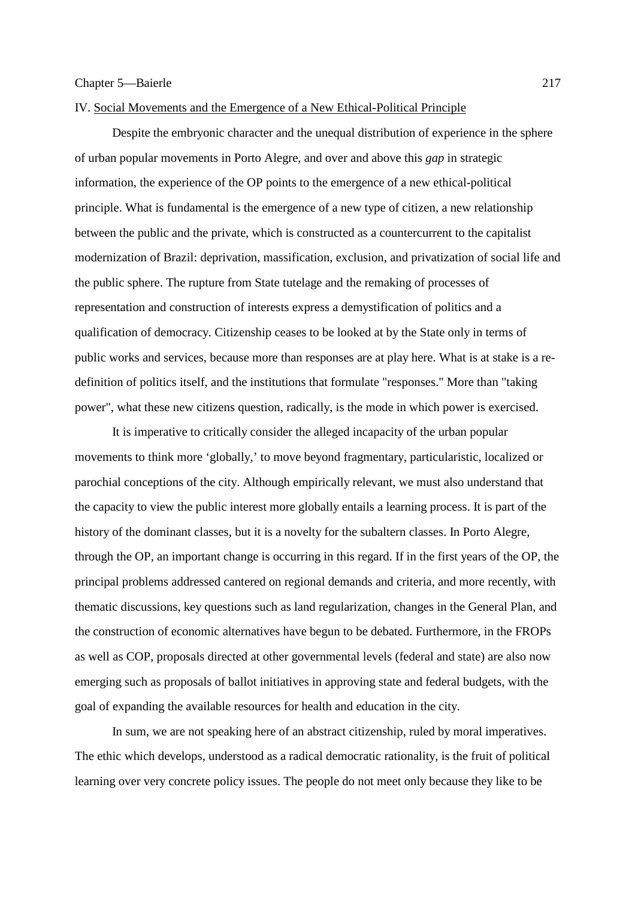## IV. Social Movements and the Emergence of a New Ethical-Political Principle

Despite the embryonic character and the unequal distribution of experience in the sphere of urban popular movements in Porto Alegre, and over and above this *gap* in strategic information, the experience of the OP points to the emergence of a new ethical-political principle. What is fundamental is the emergence of a new type of citizen, a new relationship between the public and the private, which is constructed as a countercurrent to the capitalist modernization of Brazil: deprivation, massification, exclusion, and privatization of social life and the public sphere. The rupture from State tutelage and the remaking of processes of representation and construction of interests express a demystification of politics and a qualification of democracy. Citizenship ceases to be looked at by the State only in terms of public works and services, because more than responses are at play here. What is at stake is a re-definition of politics itself, and the institutions that formulate "responses." More than "taking power", what these new citizens question, radically, is the mode in which power is exercised.

It is imperative to critically consider the alleged incapacity of the urban popular movements to think more 'globally,' to move beyond fragmentary, particularistic, localized or parochial conceptions of the city. Although empirically relevant, we must also understand that the capacity to view the public interest more globally entails a learning process. It is part of the history of the dominant classes, but it is a novelty for the subaltern classes. In Porto Alegre, through the OP, an important change is occurring in this regard. If in the first years of the OP, the principal problems addressed cantered on regional demands and criteria, and more recently, with thematic discussions, key questions such as land regularization, changes in the General Plan, and the construction of economic alternatives have begun to be debated. Furthermore, in the FROPs as well as COP, proposals directed at other governmental levels (federal and state) are also now emerging such as proposals of ballot initiatives in approving state and federal budgets, with the goal of expanding the available resources for health and education in the city.

In sum, we are not speaking here of an abstract citizenship, ruled by moral imperatives. The ethic which develops, understood as a radical democratic rationality, is the fruit of political learning over very concrete policy issues. The people do not meet only because they like to be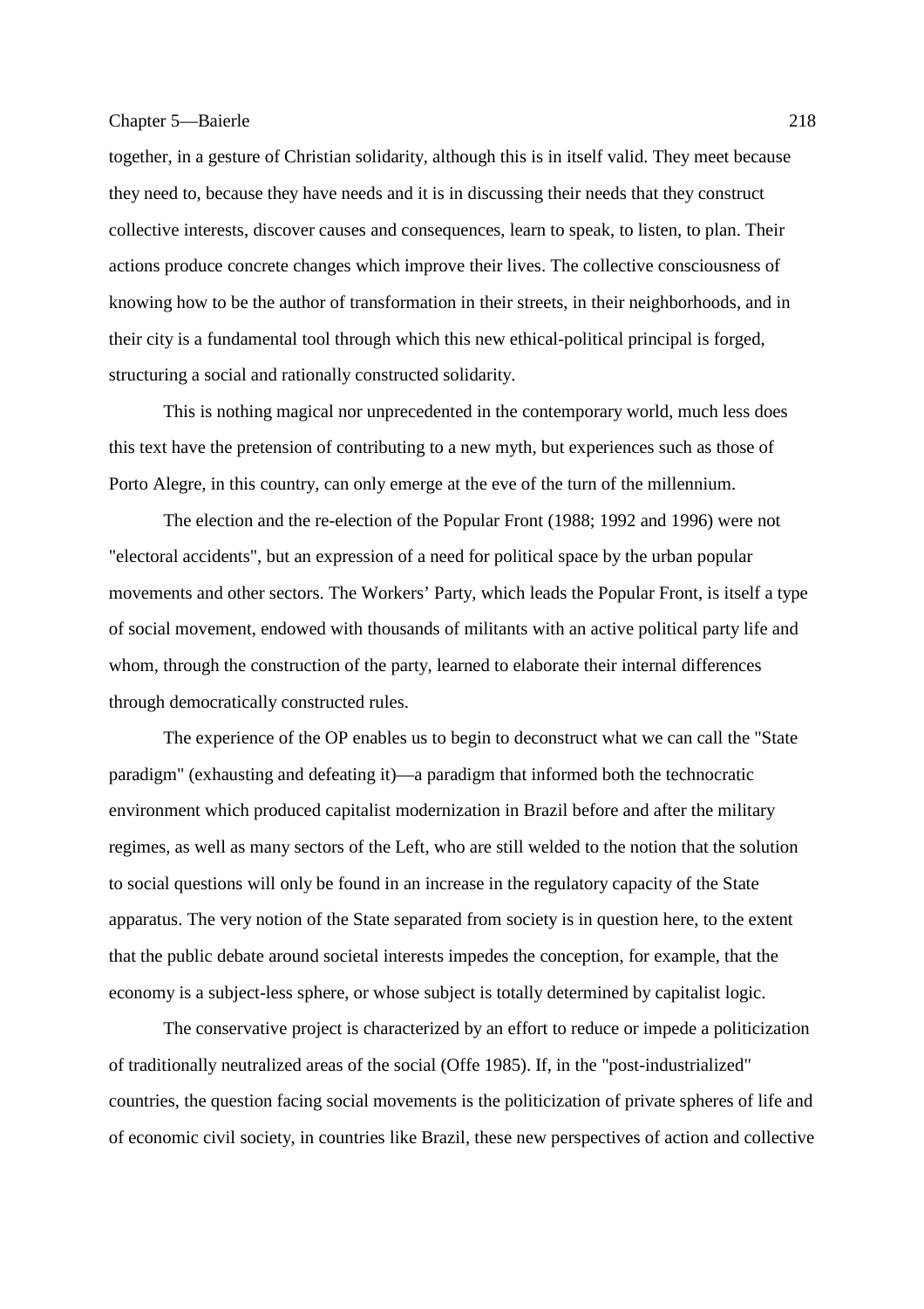together, in a gesture of Christian solidarity, although this is in itself valid. They meet because they need to, because they have needs and it is in discussing their needs that they construct collective interests, discover causes and consequences, learn to speak, to listen, to plan. Their actions produce concrete changes which improve their lives. The collective consciousness of knowing how to be the author of transformation in their streets, in their neighborhoods, and in their city is a fundamental tool through which this new ethical-political principal is forged, structuring a social and rationally constructed solidarity.

This is nothing magical nor unprecedented in the contemporary world, much less does this text have the pretension of contributing to a new myth, but experiences such as those of Porto Alegre, in this country, can only emerge at the eve of the turn of the millennium.

The election and the re-election of the Popular Front (1988; 1992 and 1996) were not "electoral accidents", but an expression of a need for political space by the urban popular movements and other sectors. The Workers' Party, which leads the Popular Front, is itself a type of social movement, endowed with thousands of militants with an active political party life and whom, through the construction of the party, learned to elaborate their internal differences through democratically constructed rules.

The experience of the OP enables us to begin to deconstruct what we can call the "State paradigm" (exhausting and defeating it)—a paradigm that informed both the technocratic environment which produced capitalist modernization in Brazil before and after the military regimes, as well as many sectors of the Left, who are still welded to the notion that the solution to social questions will only be found in an increase in the regulatory capacity of the State apparatus. The very notion of the State separated from society is in question here, to the extent that the public debate around societal interests impedes the conception, for example, that the economy is a subject-less sphere, or whose subject is totally determined by capitalist logic.

The conservative project is characterized by an effort to reduce or impede a politicization of traditionally neutralized areas of the social (Offe 1985). If, in the "post-industrialized" countries, the question facing social movements is the politicization of private spheres of life and of economic civil society, in countries like Brazil, these new perspectives of action and collective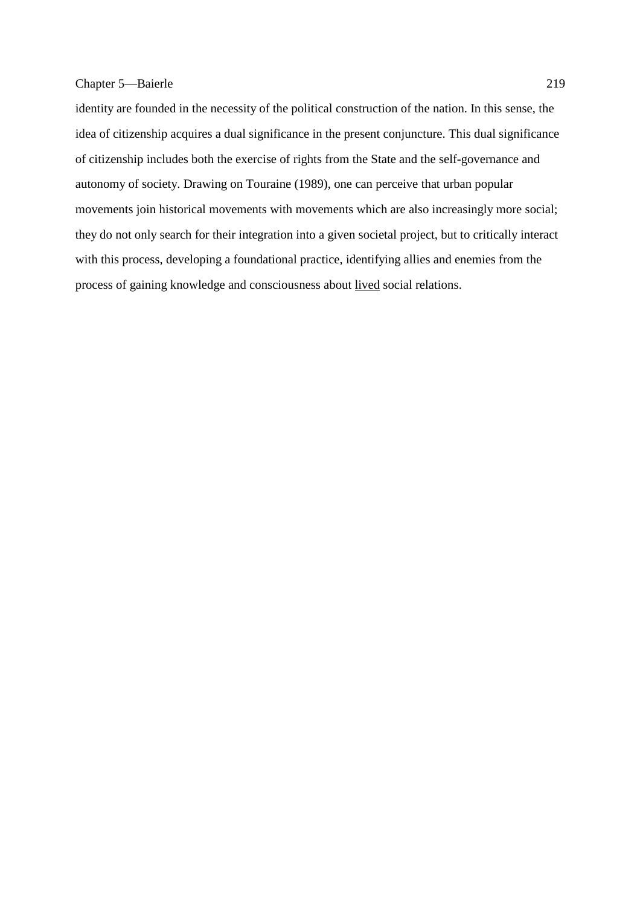identity are founded in the necessity of the political construction of the nation. In this sense, the idea of citizenship acquires a dual significance in the present conjuncture. This dual significance of citizenship includes both the exercise of rights from the State and the self-governance and autonomy of society. Drawing on Touraine (1989), one can perceive that urban popular movements join historical movements with movements which are also increasingly more social; they do not only search for their integration into a given societal project, but to critically interact with this process, developing a foundational practice, identifying allies and enemies from the process of gaining knowledge and consciousness about <u>lived</u> social relations.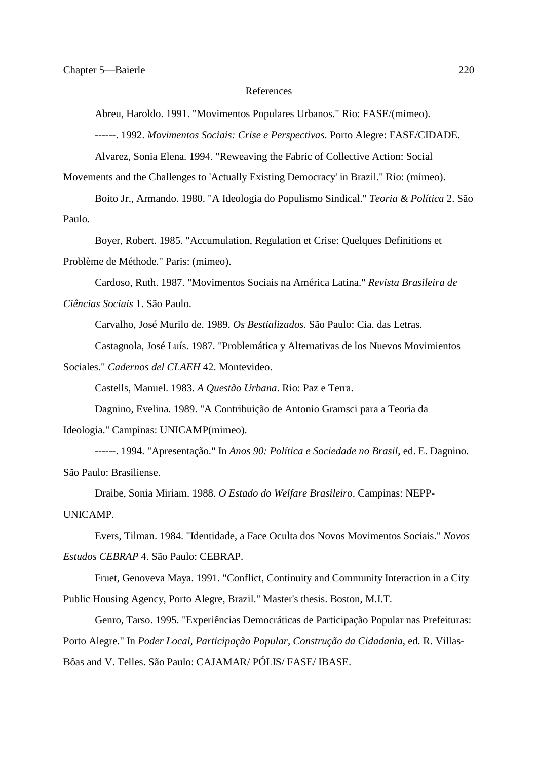References

Abreu, Haroldo. 1991. "Movimentos Populares Urbanos." Rio: FASE/(mimeo).

------. 1992. *Movimentos Sociais: Crise e Perspectivas*. Porto Alegre: FASE/CIDADE.

Alvarez, Sonia Elena. 1994. "Reweaving the Fabric of Collective Action: Social Movements and the Challenges to 'Actually Existing Democracy' in Brazil." Rio: (mimeo).

Boito Jr., Armando. 1980. "A Ideologia do Populismo Sindical." *Teoria & Política* 2. São Paulo.

Boyer, Robert. 1985. "Accumulation, Regulation et Crise: Quelques Definitions et Problème de Méthode." Paris: (mimeo).

Cardoso, Ruth. 1987. "Movimentos Sociais na América Latina." *Revista Brasileira de Ciências Sociais* 1. São Paulo.

Carvalho, José Murilo de. 1989. *Os Bestializados*. São Paulo: Cia. das Letras.

Castagnola, José Luís. 1987. "Problemática y Alternativas de los Nuevos Movimientos Sociales." *Cadernos del CLAEH* 42. Montevideo.

Castells, Manuel. 1983. *A Questão Urbana*. Rio: Paz e Terra.

Dagnino, Evelina. 1989. "A Contribuição de Antonio Gramsci para a Teoria da Ideologia." Campinas: UNICAMP(mimeo).

------. 1994. "Apresentação." In *Anos 90: Política e Sociedade no Brasil*, ed. E. Dagnino. São Paulo: Brasiliense.

Draibe, Sonia Miriam. 1988. *O Estado do Welfare Brasileiro*. Campinas: NEPP-UNICAMP.

Evers, Tilman. 1984. "Identidade, a Face Oculta dos Novos Movimentos Sociais." *Novos Estudos CEBRAP* 4. São Paulo: CEBRAP.

Fruet, Genoveva Maya. 1991. "Conflict, Continuity and Community Interaction in a City Public Housing Agency, Porto Alegre, Brazil." Master's thesis. Boston, M.I.T.

Genro, Tarso. 1995. "Experiências Democráticas de Participação Popular nas Prefeituras: Porto Alegre." In *Poder Local, Participação Popular, Construção da Cidadania*, ed. R. Villas-Bôas and V. Telles. São Paulo: CAJAMAR/ PÓLIS/ FASE/ IBASE.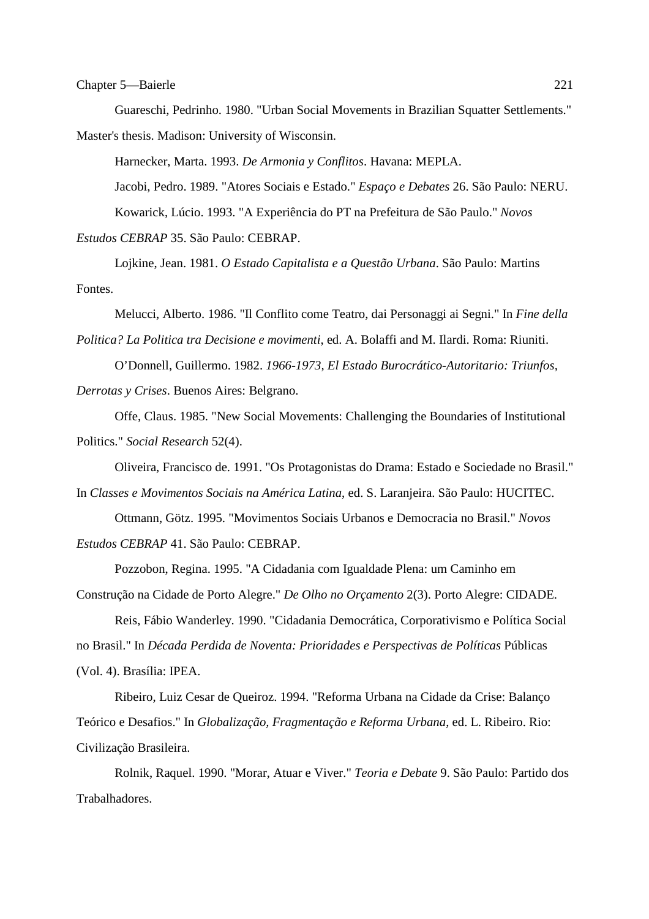Guareschi, Pedrinho. 1980. "Urban Social Movements in Brazilian Squatter Settlements." Master's thesis. Madison: University of Wisconsin.

Harnecker, Marta. 1993. *De Armonia y Conflitos*. Havana: MEPLA.

Jacobi, Pedro. 1989. "Atores Sociais e Estado." *Espaço e Debates* 26. São Paulo: NERU.

Kowarick, Lúcio. 1993. "A Experiência do PT na Prefeitura de São Paulo." *Novos Estudos CEBRAP* 35. São Paulo: CEBRAP.

Lojkine, Jean. 1981. *O Estado Capitalista e a Questão Urbana*. São Paulo: Martins Fontes.

Melucci, Alberto. 1986. "Il Conflito come Teatro, dai Personaggi ai Segni." In *Fine della Politica? La Politica tra Decisione e movimenti*, ed. A. Bolaffi and M. Ilardi. Roma: Riuniti.

O'Donnell, Guillermo. 1982. *1966-1973, El Estado Burocrático-Autoritario: Triunfos, Derrotas y Crises*. Buenos Aires: Belgrano.

Offe, Claus. 1985. "New Social Movements: Challenging the Boundaries of Institutional Politics." *Social Research* 52(4).

Oliveira, Francisco de. 1991. "Os Protagonistas do Drama: Estado e Sociedade no Brasil." In *Classes e Movimentos Sociais na América Latina*, ed. S. Laranjeira. São Paulo: HUCITEC.

Ottmann, Götz. 1995. "Movimentos Sociais Urbanos e Democracia no Brasil." *Novos Estudos CEBRAP* 41. São Paulo: CEBRAP.

Pozzobon, Regina. 1995. "A Cidadania com Igualdade Plena: um Caminho em Construção na Cidade de Porto Alegre." *De Olho no Orçamento* 2(3). Porto Alegre: CIDADE.

Reis, Fábio Wanderley. 1990. "Cidadania Democrática, Corporativismo e Política Social no Brasil." In *Década Perdida de Noventa: Prioridades e Perspectivas de Políticas* Públicas (Vol. 4). Brasília: IPEA.

Ribeiro, Luiz Cesar de Queiroz. 1994. "Reforma Urbana na Cidade da Crise: Balanço Teórico e Desafios." In *Globalização, Fragmentação e Reforma Urbana*, ed. L. Ribeiro. Rio: Civilização Brasileira.

Rolnik, Raquel. 1990. "Morar, Atuar e Viver." *Teoria e Debate* 9. São Paulo: Partido dos Trabalhadores.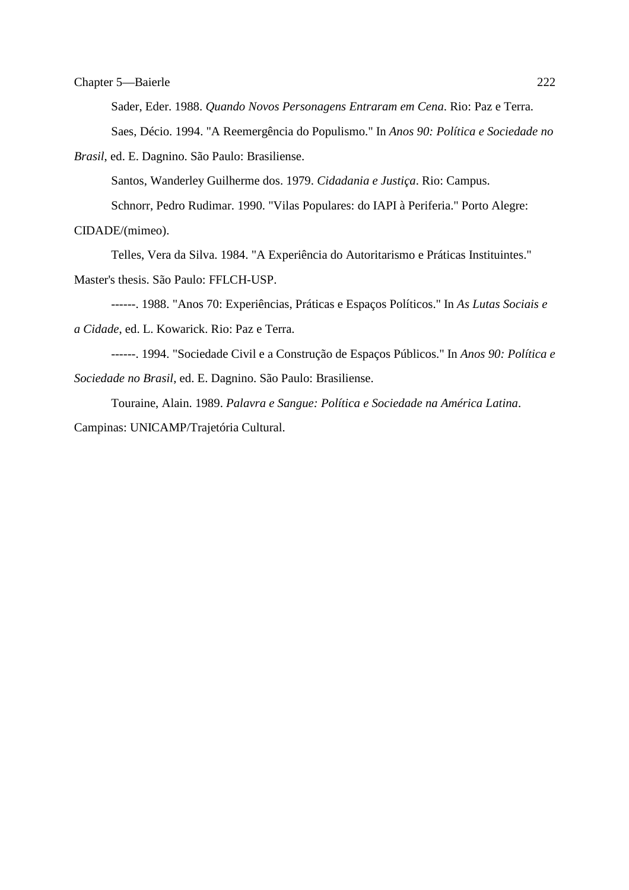Sader, Eder. 1988. *Quando Novos Personagens Entraram em Cena*. Rio: Paz e Terra.

Saes, Décio. 1994. "A Reemergência do Populismo." In *Anos 90: Política e Sociedade no Brasil*, ed. E. Dagnino. São Paulo: Brasiliense.

Santos, Wanderley Guilherme dos. 1979. *Cidadania e Justiça*. Rio: Campus.

Schnorr, Pedro Rudimar. 1990. "Vilas Populares: do IAPI à Periferia." Porto Alegre: CIDADE/(mimeo).

Telles, Vera da Silva. 1984. "A Experiência do Autoritarismo e Práticas Instituintes." Master's thesis. São Paulo: FFLCH-USP.

------. 1988. "Anos 70: Experiências, Práticas e Espaços Políticos." In *As Lutas Sociais e a Cidade*, ed. L. Kowarick. Rio: Paz e Terra.

------. 1994. "Sociedade Civil e a Construção de Espaços Públicos." In *Anos 90: Política e Sociedade no Brasil*, ed. E. Dagnino. São Paulo: Brasiliense.

Touraine, Alain. 1989. *Palavra e Sangue: Política e Sociedade na América Latina*. Campinas: UNICAMP/Trajetória Cultural.